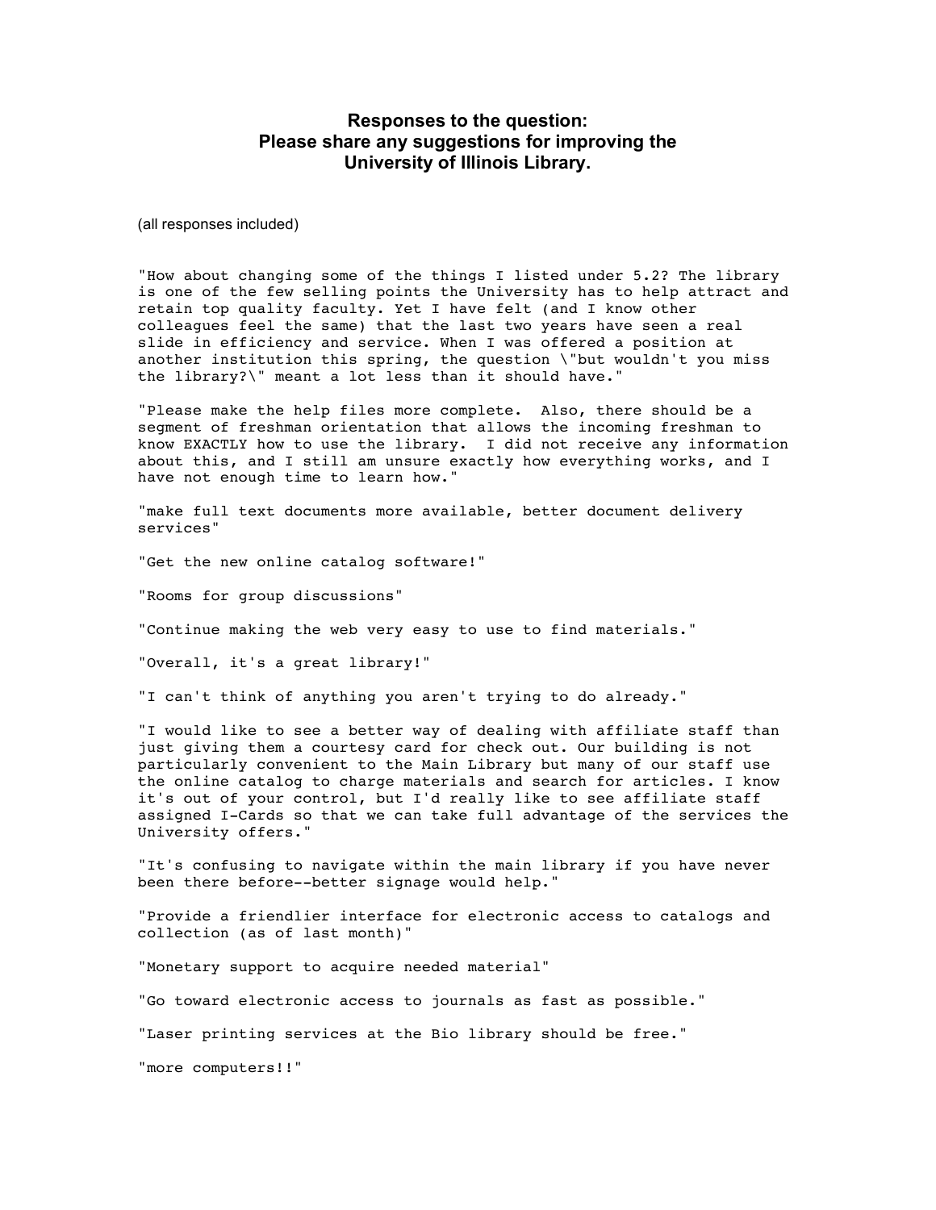## Responses to the question: Please share any suggestions for improving the University of Illinois Library.

(all responses included)

"How about changing some of the things I listed under 5.2? The library is one of the few selling points the University has to help attract and retain top quality faculty. Yet I have felt (and I know other colleagues feel the same) that the last two years have seen a real slide in efficiency and service. When I was offered a position at another institution this spring, the question \"but wouldn't you miss the library?\" meant a lot less than it should have."

"Please make the help files more complete. Also, there should be a segment of freshman orientation that allows the incoming freshman to know EXACTLY how to use the library. I did not receive any information about this, and I still am unsure exactly how everything works, and I have not enough time to learn how."

"make full text documents more available, better document delivery services"

"Get the new online catalog software!"

"Rooms for group discussions"

"Continue making the web very easy to use to find materials."

"Overall, it's a great library!"

"I can't think of anything you aren't trying to do already."

"I would like to see a better way of dealing with affiliate staff than just giving them a courtesy card for check out. Our building is not particularly convenient to the Main Library but many of our staff use the online catalog to charge materials and search for articles. I know it's out of your control, but I'd really like to see affiliate staff assigned I-Cards so that we can take full advantage of the services the University offers."

"It's confusing to navigate within the main library if you have never been there before--better signage would help."

"Provide a friendlier interface for electronic access to catalogs and collection (as of last month)"

"Monetary support to acquire needed material"

"Go toward electronic access to journals as fast as possible."

"Laser printing services at the Bio library should be free."

"more computers!!"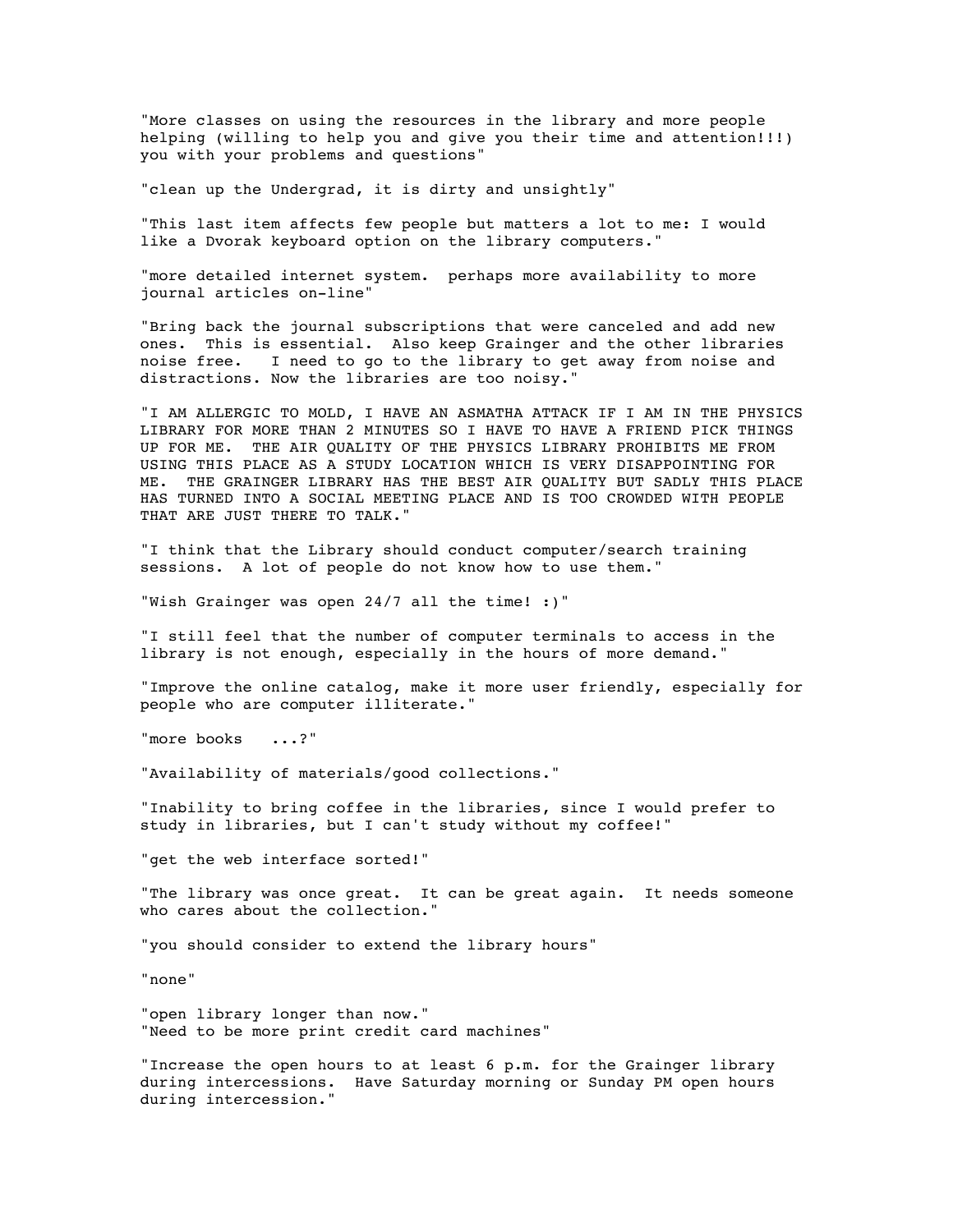"More classes on using the resources in the library and more people helping (willing to help you and give you their time and attention!!!) you with your problems and questions"

"clean up the Undergrad, it is dirty and unsightly"

"This last item affects few people but matters a lot to me: I would like a Dvorak keyboard option on the library computers."

"more detailed internet system.  perhaps more availability to more journal articles on-line"

"Bring back the journal subscriptions that were canceled and add new ones.  This is essential.  Also keep Grainger and the other libraries noise free.   I need to go to the library to get away from noise and distractions. Now the libraries are too noisy."

"I AM ALLERGIC TO MOLD, I HAVE AN ASMATHA ATTACK IF I AM IN THE PHYSICS LIBRARY FOR MORE THAN 2 MINUTES SO I HAVE TO HAVE A FRIEND PICK THINGS UP FOR ME.  THE AIR QUALITY OF THE PHYSICS LIBRARY PROHIBITS ME FROM USING THIS PLACE AS A STUDY LOCATION WHICH IS VERY DISAPPOINTING FOR ME.  THE GRAINGER LIBRARY HAS THE BEST AIR QUALITY BUT SADLY THIS PLACE HAS TURNED INTO A SOCIAL MEETING PLACE AND IS TOO CROWDED WITH PEOPLE THAT ARE JUST THERE TO TALK."

"I think that the Library should conduct computer/search training sessions.  A lot of people do not know how to use them."

"Wish Grainger was open 24/7 all the time! :)"

"I still feel that the number of computer terminals to access in the library is not enough, especially in the hours of more demand."

"Improve the online catalog, make it more user friendly, especially for people who are computer illiterate."

"more books   ...?"

"Availability of materials/good collections."

"Inability to bring coffee in the libraries, since I would prefer to study in libraries, but I can't study without my coffee!"

"get the web interface sorted!"

"The library was once great.  It can be great again.  It needs someone who cares about the collection."

"you should consider to extend the library hours"

"none"

"open library longer than now."
"Need to be more print credit card machines"

"Increase the open hours to at least 6 p.m. for the Grainger library during intercessions.  Have Saturday morning or Sunday PM open hours during intercession."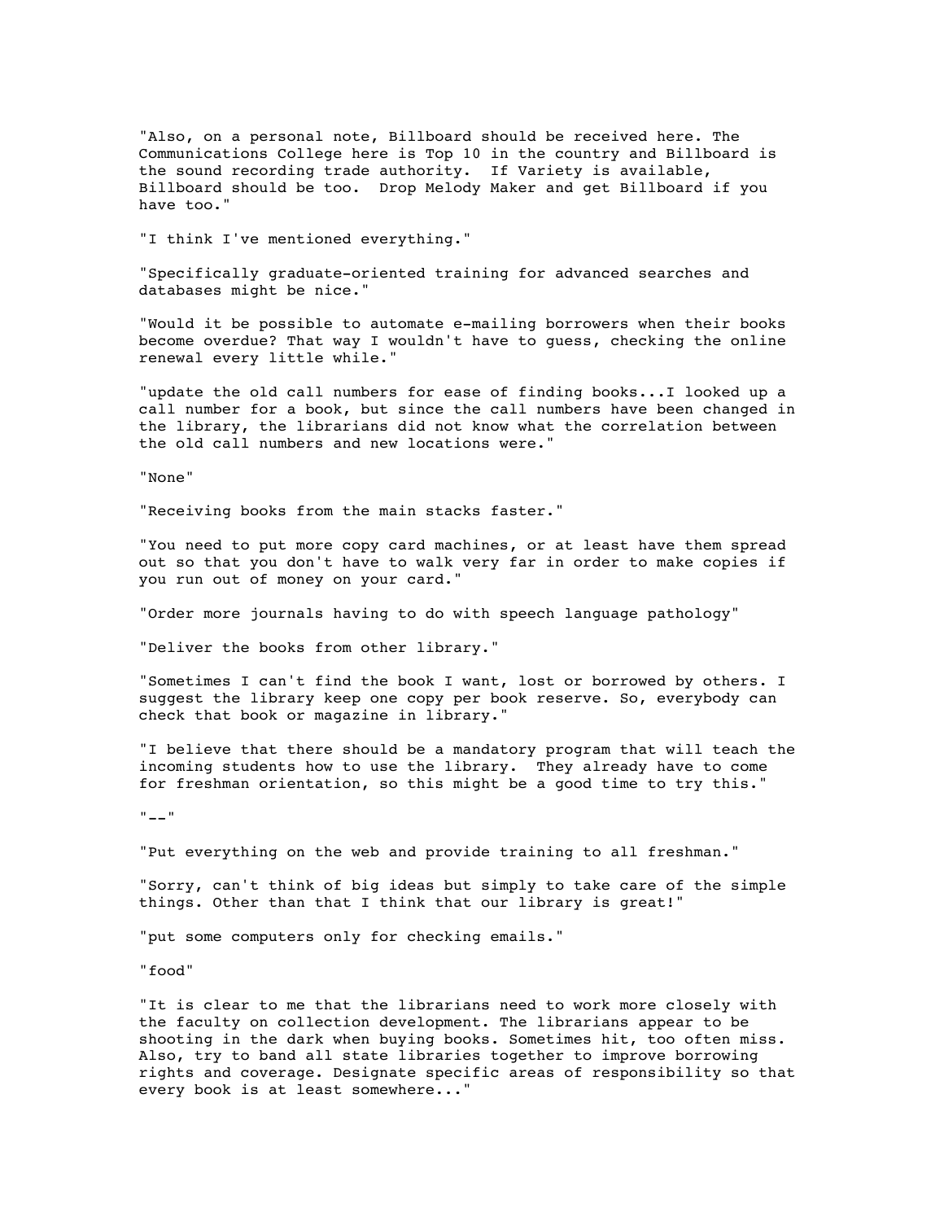"Also, on a personal note, Billboard should be received here. The Communications College here is Top 10 in the country and Billboard is the sound recording trade authority.  If Variety is available, Billboard should be too.  Drop Melody Maker and get Billboard if you have too."

"I think I've mentioned everything."

"Specifically graduate-oriented training for advanced searches and databases might be nice."

"Would it be possible to automate e-mailing borrowers when their books become overdue? That way I wouldn't have to guess, checking the online renewal every little while."

"update the old call numbers for ease of finding books...I looked up a call number for a book, but since the call numbers have been changed in the library, the librarians did not know what the correlation between the old call numbers and new locations were."

"None"

"Receiving books from the main stacks faster."

"You need to put more copy card machines, or at least have them spread out so that you don't have to walk very far in order to make copies if you run out of money on your card."

"Order more journals having to do with speech language pathology"

"Deliver the books from other library."

"Sometimes I can't find the book I want, lost or borrowed by others. I suggest the library keep one copy per book reserve. So, everybody can check that book or magazine in library."

"I believe that there should be a mandatory program that will teach the incoming students how to use the library.  They already have to come for freshman orientation, so this might be a good time to try this."

"--"

"Put everything on the web and provide training to all freshman."

"Sorry, can't think of big ideas but simply to take care of the simple things. Other than that I think that our library is great!"

"put some computers only for checking emails."

"food"

"It is clear to me that the librarians need to work more closely with the faculty on collection development. The librarians appear to be shooting in the dark when buying books. Sometimes hit, too often miss. Also, try to band all state libraries together to improve borrowing rights and coverage. Designate specific areas of responsibility so that every book is at least somewhere..."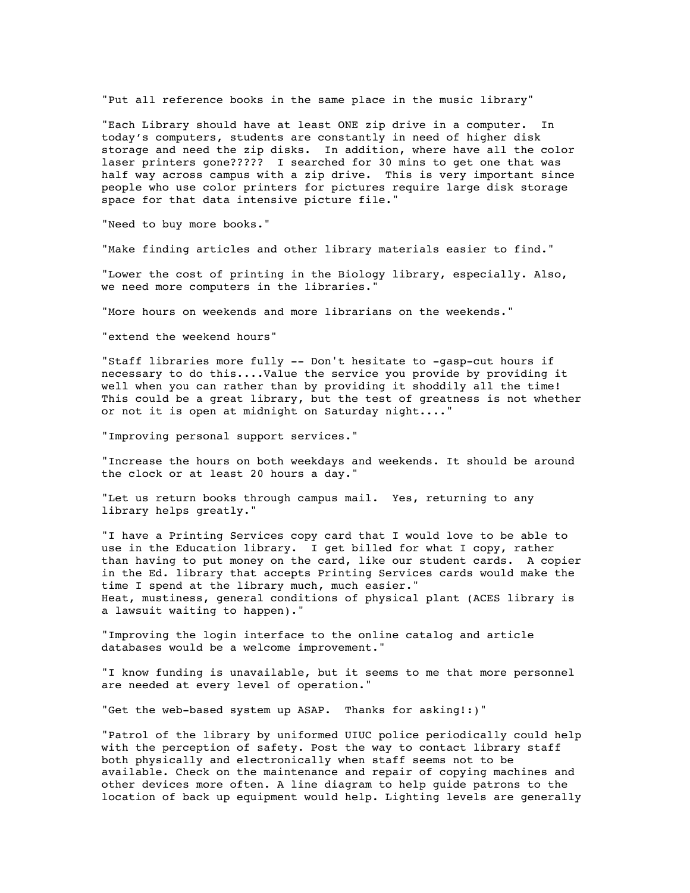"Put all reference books in the same place in the music library"

"Each Library should have at least ONE zip drive in a computer. In today's computers, students are constantly in need of higher disk storage and need the zip disks. In addition, where have all the color laser printers gone????? I searched for 30 mins to get one that was half way across campus with a zip drive. This is very important since people who use color printers for pictures require large disk storage space for that data intensive picture file."

"Need to buy more books."

"Make finding articles and other library materials easier to find."

"Lower the cost of printing in the Biology library, especially. Also, we need more computers in the libraries."

"More hours on weekends and more librarians on the weekends."

"extend the weekend hours"

"Staff libraries more fully -- Don't hesitate to -gasp-cut hours if necessary to do this....Value the service you provide by providing it well when you can rather than by providing it shoddily all the time! This could be a great library, but the test of greatness is not whether or not it is open at midnight on Saturday night...."

"Improving personal support services."

"Increase the hours on both weekdays and weekends. It should be around the clock or at least 20 hours a day."

"Let us return books through campus mail. Yes, returning to any library helps greatly."

"I have a Printing Services copy card that I would love to be able to use in the Education library. I get billed for what I copy, rather than having to put money on the card, like our student cards. A copier in the Ed. library that accepts Printing Services cards would make the time I spend at the library much, much easier."
Heat, mustiness, general conditions of physical plant (ACES library is a lawsuit waiting to happen)."

"Improving the login interface to the online catalog and article databases would be a welcome improvement."

"I know funding is unavailable, but it seems to me that more personnel are needed at every level of operation."

"Get the web-based system up ASAP. Thanks for asking!:)"

"Patrol of the library by uniformed UIUC police periodically could help with the perception of safety. Post the way to contact library staff both physically and electronically when staff seems not to be available. Check on the maintenance and repair of copying machines and other devices more often. A line diagram to help guide patrons to the location of back up equipment would help. Lighting levels are generally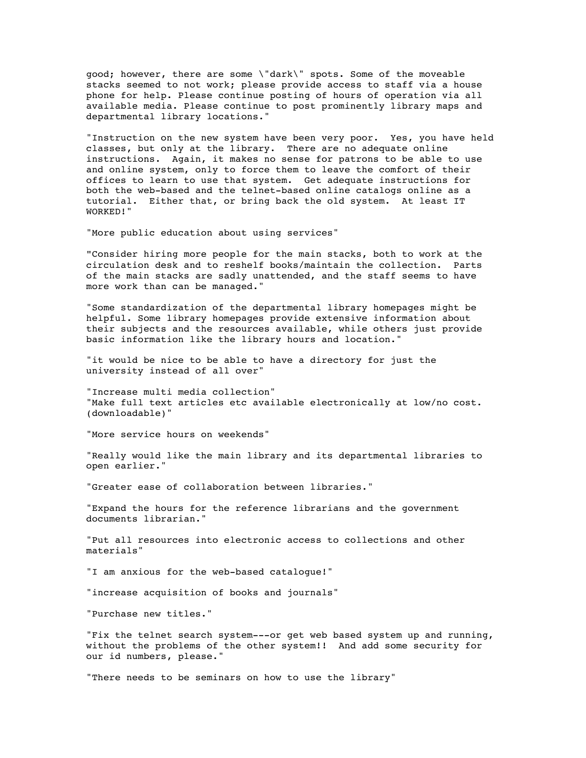good; however, there are some \"dark\" spots. Some of the moveable stacks seemed to not work; please provide access to staff via a house phone for help. Please continue posting of hours of operation via all available media. Please continue to post prominently library maps and departmental library locations."

"Instruction on the new system have been very poor. Yes, you have held classes, but only at the library. There are no adequate online instructions. Again, it makes no sense for patrons to be able to use and online system, only to force them to leave the comfort of their offices to learn to use that system. Get adequate instructions for both the web-based and the telnet-based online catalogs online as a tutorial. Either that, or bring back the old system. At least IT WORKED!"

"More public education about using services"

"Consider hiring more people for the main stacks, both to work at the circulation desk and to reshelf books/maintain the collection. Parts of the main stacks are sadly unattended, and the staff seems to have more work than can be managed."

"Some standardization of the departmental library homepages might be helpful. Some library homepages provide extensive information about their subjects and the resources available, while others just provide basic information like the library hours and location."

"it would be nice to be able to have a directory for just the university instead of all over"

"Increase multi media collection"
"Make full text articles etc available electronically at low/no cost. (downloadable)"

"More service hours on weekends"

"Really would like the main library and its departmental libraries to open earlier."

"Greater ease of collaboration between libraries."

"Expand the hours for the reference librarians and the government documents librarian."

"Put all resources into electronic access to collections and other materials"

"I am anxious for the web-based catalogue!"

"increase acquisition of books and journals"

"Purchase new titles."

"Fix the telnet search system---or get web based system up and running, without the problems of the other system!! And add some security for our id numbers, please."

"There needs to be seminars on how to use the library"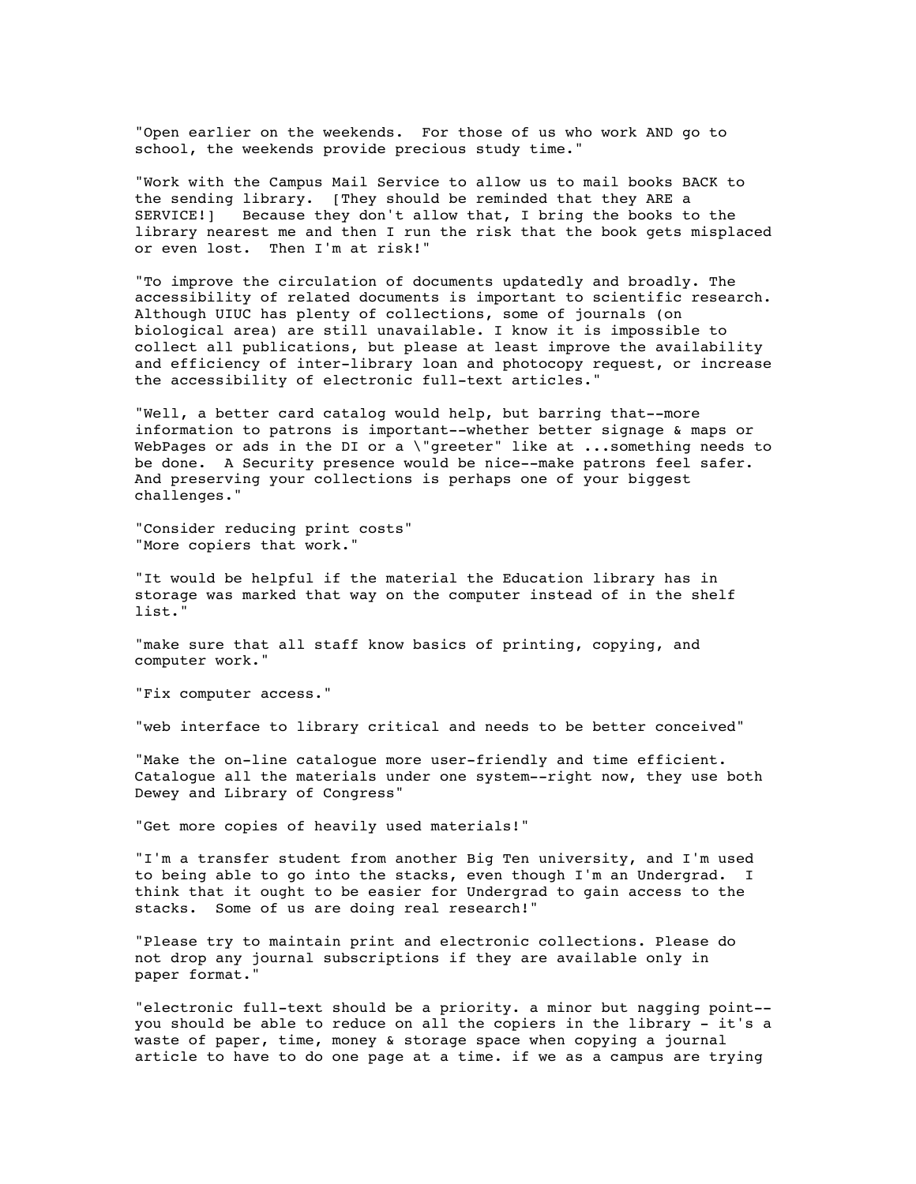"Open earlier on the weekends.  For those of us who work AND go to school, the weekends provide precious study time."

"Work with the Campus Mail Service to allow us to mail books BACK to the sending library.  [They should be reminded that they ARE a SERVICE!]   Because they don't allow that, I bring the books to the library nearest me and then I run the risk that the book gets misplaced or even lost.  Then I'm at risk!"

"To improve the circulation of documents updatedly and broadly. The accessibility of related documents is important to scientific research. Although UIUC has plenty of collections, some of journals (on biological area) are still unavailable. I know it is impossible to collect all publications, but please at least improve the availability and efficiency of inter-library loan and photocopy request, or increase the accessibility of electronic full-text articles."

"Well, a better card catalog would help, but barring that--more information to patrons is important--whether better signage & maps or WebPages or ads in the DI or a \"greeter" like at ...something needs to be done.  A Security presence would be nice--make patrons feel safer. And preserving your collections is perhaps one of your biggest challenges."

"Consider reducing print costs"
"More copiers that work."

"It would be helpful if the material the Education library has in storage was marked that way on the computer instead of in the shelf list."

"make sure that all staff know basics of printing, copying, and computer work."

"Fix computer access."

"web interface to library critical and needs to be better conceived"

"Make the on-line catalogue more user-friendly and time efficient. Catalogue all the materials under one system--right now, they use both Dewey and Library of Congress"

"Get more copies of heavily used materials!"

"I'm a transfer student from another Big Ten university, and I'm used to being able to go into the stacks, even though I'm an Undergrad.  I think that it ought to be easier for Undergrad to gain access to the stacks.  Some of us are doing real research!"

"Please try to maintain print and electronic collections. Please do not drop any journal subscriptions if they are available only in paper format."

"electronic full-text should be a priority. a minor but nagging point--you should be able to reduce on all the copiers in the library - it's a waste of paper, time, money & storage space when copying a journal article to have to do one page at a time. if we as a campus are trying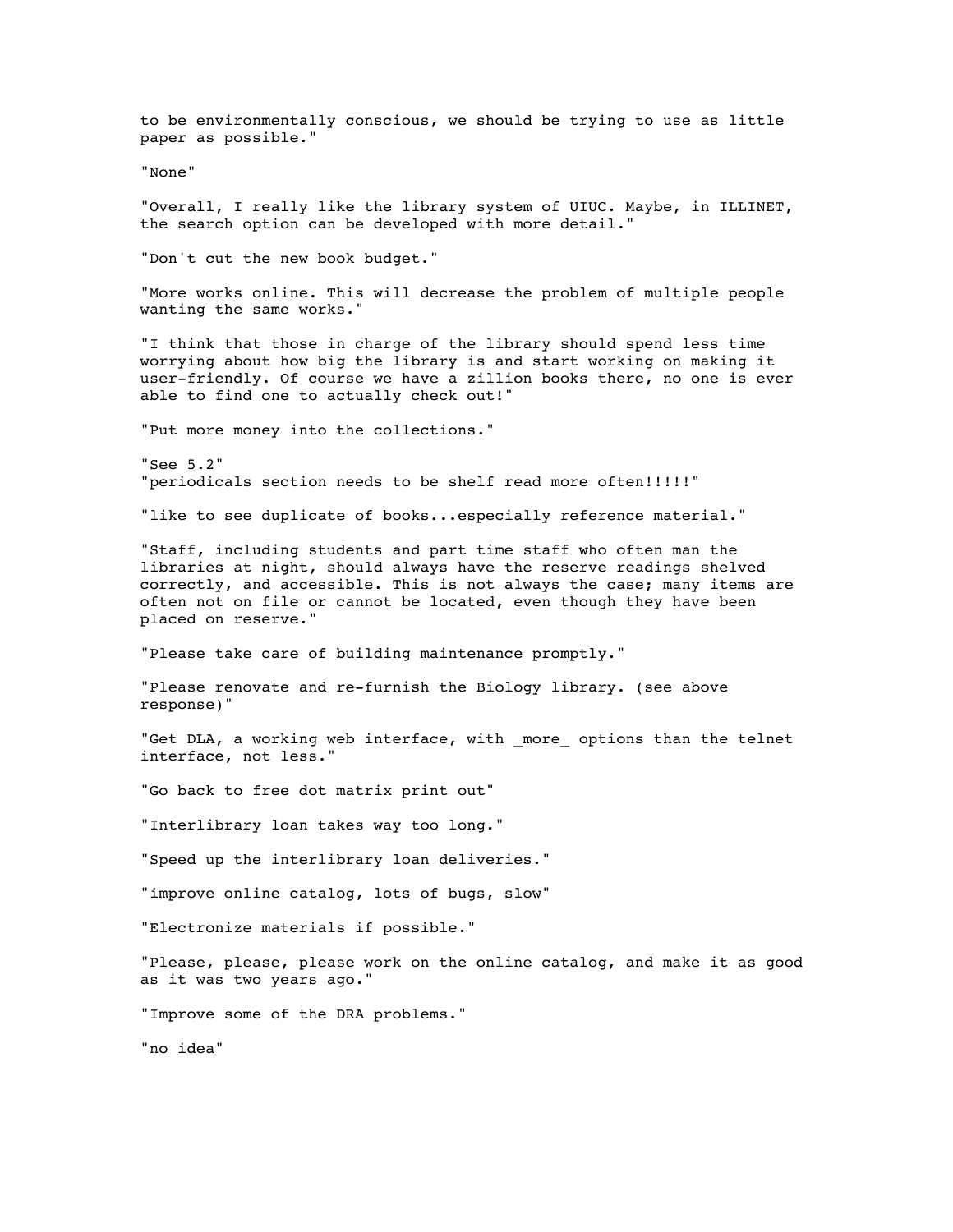to be environmentally conscious, we should be trying to use as little paper as possible."

"None"

"Overall, I really like the library system of UIUC. Maybe, in ILLINET, the search option can be developed with more detail."

"Don't cut the new book budget."

"More works online. This will decrease the problem of multiple people wanting the same works."

"I think that those in charge of the library should spend less time worrying about how big the library is and start working on making it user-friendly. Of course we have a zillion books there, no one is ever able to find one to actually check out!"

"Put more money into the collections."

"See 5.2"
"periodicals section needs to be shelf read more often!!!!!"

"like to see duplicate of books...especially reference material."

"Staff, including students and part time staff who often man the libraries at night, should always have the reserve readings shelved correctly, and accessible. This is not always the case; many items are often not on file or cannot be located, even though they have been placed on reserve."

"Please take care of building maintenance promptly."

"Please renovate and re-furnish the Biology library. (see above response)"

"Get DLA, a working web interface, with _more_ options than the telnet interface, not less."

"Go back to free dot matrix print out"

"Interlibrary loan takes way too long."

"Speed up the interlibrary loan deliveries."

"improve online catalog, lots of bugs, slow"

"Electronize materials if possible."

"Please, please, please work on the online catalog, and make it as good as it was two years ago."

"Improve some of the DRA problems."

"no idea"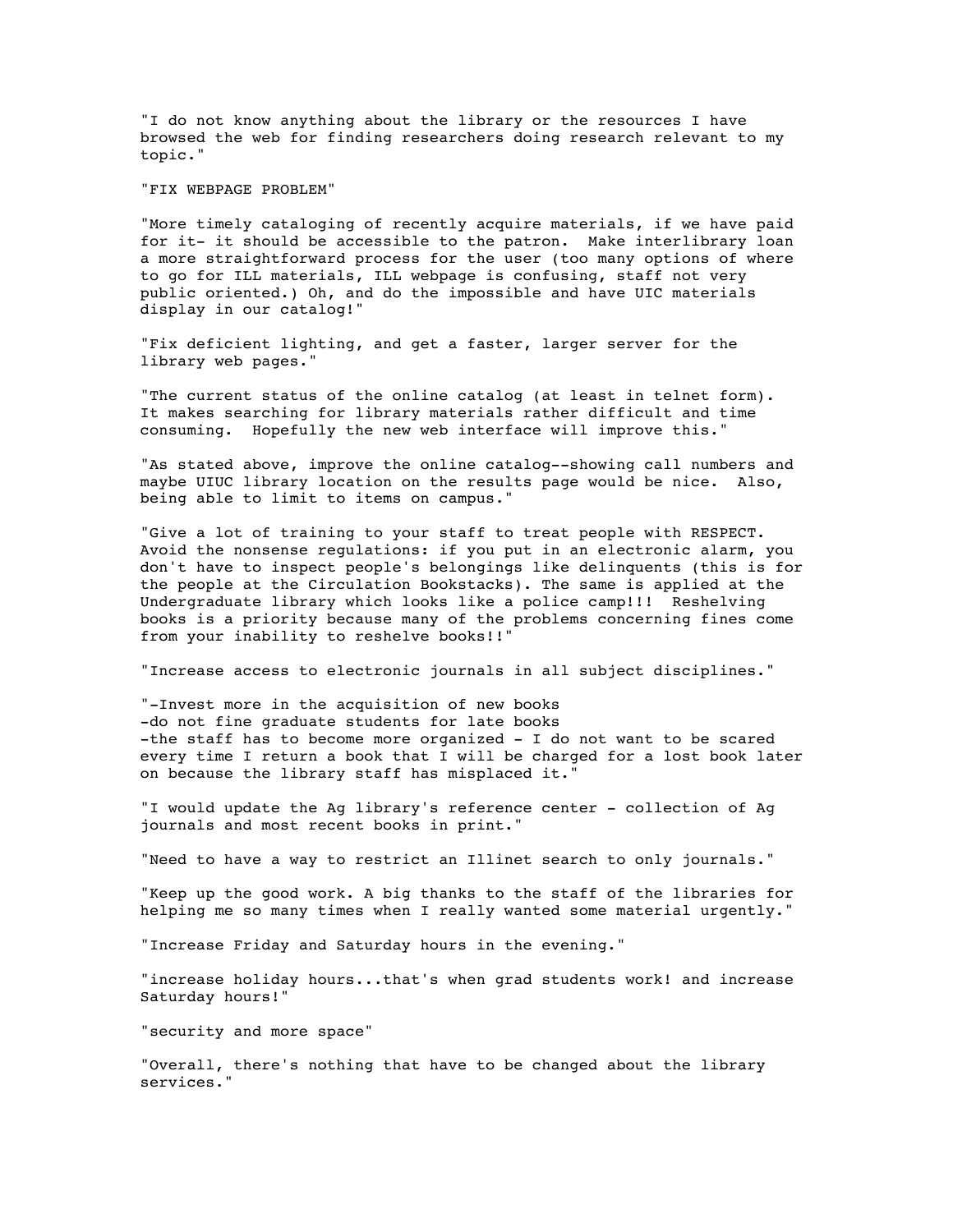"I do not know anything about the library or the resources I have browsed the web for finding researchers doing research relevant to my topic."

"FIX WEBPAGE PROBLEM"

"More timely cataloging of recently acquire materials, if we have paid for it- it should be accessible to the patron. Make interlibrary loan a more straightforward process for the user (too many options of where to go for ILL materials, ILL webpage is confusing, staff not very public oriented.) Oh, and do the impossible and have UIC materials display in our catalog!"

"Fix deficient lighting, and get a faster, larger server for the library web pages."

"The current status of the online catalog (at least in telnet form). It makes searching for library materials rather difficult and time consuming. Hopefully the new web interface will improve this."

"As stated above, improve the online catalog--showing call numbers and maybe UIUC library location on the results page would be nice. Also, being able to limit to items on campus."

"Give a lot of training to your staff to treat people with RESPECT. Avoid the nonsense regulations: if you put in an electronic alarm, you don't have to inspect people's belongings like delinquents (this is for the people at the Circulation Bookstacks). The same is applied at the Undergraduate library which looks like a police camp!!! Reshelving books is a priority because many of the problems concerning fines come from your inability to reshelve books!!"

"Increase access to electronic journals in all subject disciplines."

"-Invest more in the acquisition of new books
-do not fine graduate students for late books
-the staff has to become more organized - I do not want to be scared every time I return a book that I will be charged for a lost book later on because the library staff has misplaced it."

"I would update the Ag library's reference center - collection of Ag journals and most recent books in print."

"Need to have a way to restrict an Illinet search to only journals."

"Keep up the good work. A big thanks to the staff of the libraries for helping me so many times when I really wanted some material urgently."

"Increase Friday and Saturday hours in the evening."

"increase holiday hours...that's when grad students work! and increase Saturday hours!"

"security and more space"

"Overall, there's nothing that have to be changed about the library services."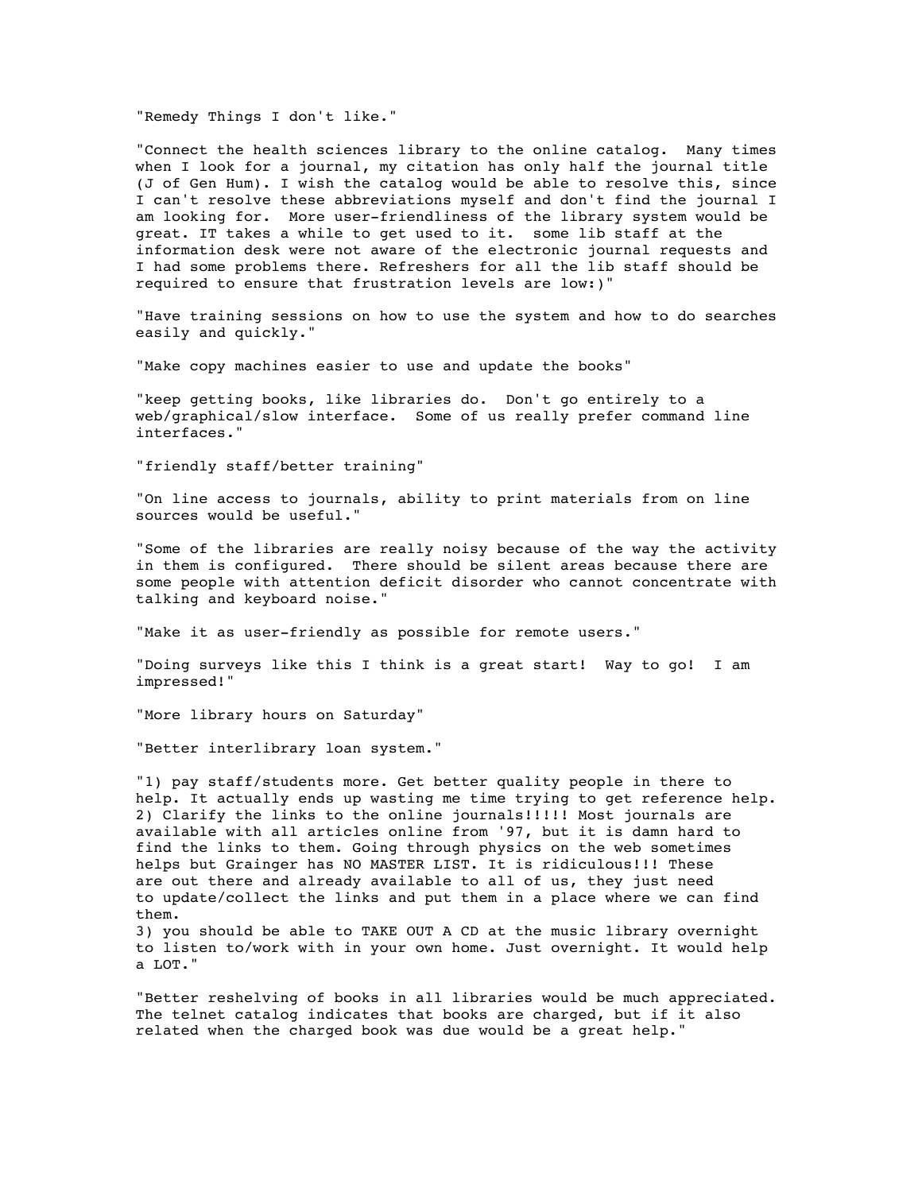"Remedy Things I don't like."

"Connect the health sciences library to the online catalog. Many times when I look for a journal, my citation has only half the journal title (J of Gen Hum). I wish the catalog would be able to resolve this, since I can't resolve these abbreviations myself and don't find the journal I am looking for. More user-friendliness of the library system would be great. IT takes a while to get used to it. some lib staff at the information desk were not aware of the electronic journal requests and I had some problems there. Refreshers for all the lib staff should be required to ensure that frustration levels are low:)"

"Have training sessions on how to use the system and how to do searches easily and quickly."

"Make copy machines easier to use and update the books"

"keep getting books, like libraries do. Don't go entirely to a web/graphical/slow interface. Some of us really prefer command line interfaces."

"friendly staff/better training"

"On line access to journals, ability to print materials from on line sources would be useful."

"Some of the libraries are really noisy because of the way the activity in them is configured. There should be silent areas because there are some people with attention deficit disorder who cannot concentrate with talking and keyboard noise."

"Make it as user-friendly as possible for remote users."

"Doing surveys like this I think is a great start! Way to go! I am impressed!"

"More library hours on Saturday"

"Better interlibrary loan system."

"1) pay staff/students more. Get better quality people in there to help. It actually ends up wasting me time trying to get reference help.
2) Clarify the links to the online journals!!!!! Most journals are available with all articles online from '97, but it is damn hard to find the links to them. Going through physics on the web sometimes helps but Grainger has NO MASTER LIST. It is ridiculous!!! These are out there and already available to all of us, they just need to update/collect the links and put them in a place where we can find them.
3) you should be able to TAKE OUT A CD at the music library overnight to listen to/work with in your own home. Just overnight. It would help a LOT."

"Better reshelving of books in all libraries would be much appreciated. The telnet catalog indicates that books are charged, but if it also related when the charged book was due would be a great help."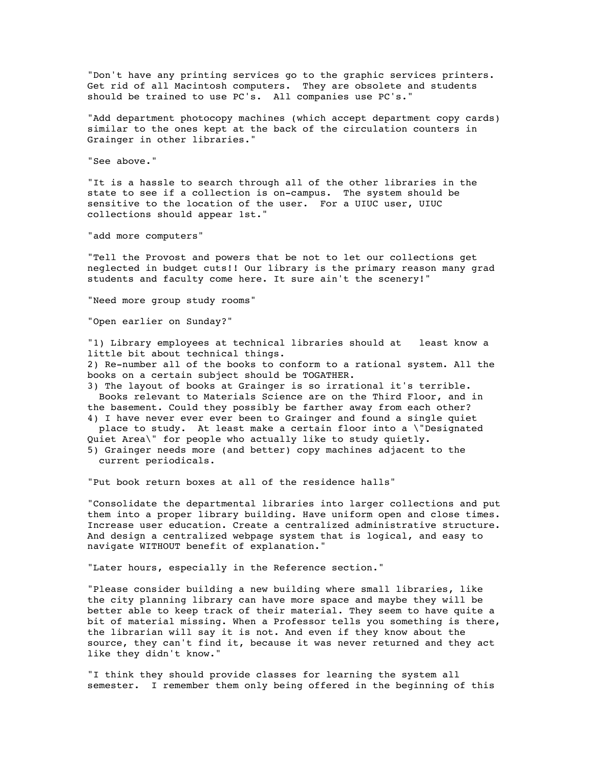"Don't have any printing services go to the graphic services printers. Get rid of all Macintosh computers. They are obsolete and students should be trained to use PC's. All companies use PC's."

"Add department photocopy machines (which accept department copy cards) similar to the ones kept at the back of the circulation counters in Grainger in other libraries."

"See above."

"It is a hassle to search through all of the other libraries in the state to see if a collection is on-campus. The system should be sensitive to the location of the user. For a UIUC user, UIUC collections should appear 1st."

"add more computers"

"Tell the Provost and powers that be not to let our collections get neglected in budget cuts!! Our library is the primary reason many grad students and faculty come here. It sure ain't the scenery!"

"Need more group study rooms"

"Open earlier on Sunday?"

"1) Library employees at technical libraries should at least know a little bit about technical things.
2) Re-number all of the books to conform to a rational system. All the books on a certain subject should be TOGATHER.
3) The layout of books at Grainger is so irrational it's terrible. Books relevant to Materials Science are on the Third Floor, and in the basement. Could they possibly be farther away from each other?
4) I have never ever ever been to Grainger and found a single quiet place to study. At least make a certain floor into a \"Designated Quiet Area\" for people who actually like to study quietly.
5) Grainger needs more (and better) copy machines adjacent to the current periodicals.

"Put book return boxes at all of the residence halls"

"Consolidate the departmental libraries into larger collections and put them into a proper library building. Have uniform open and close times. Increase user education. Create a centralized administrative structure. And design a centralized webpage system that is logical, and easy to navigate WITHOUT benefit of explanation."

"Later hours, especially in the Reference section."

"Please consider building a new building where small libraries, like the city planning library can have more space and maybe they will be better able to keep track of their material. They seem to have quite a bit of material missing. When a Professor tells you something is there, the librarian will say it is not. And even if they know about the source, they can't find it, because it was never returned and they act like they didn't know."

"I think they should provide classes for learning the system all semester. I remember them only being offered in the beginning of this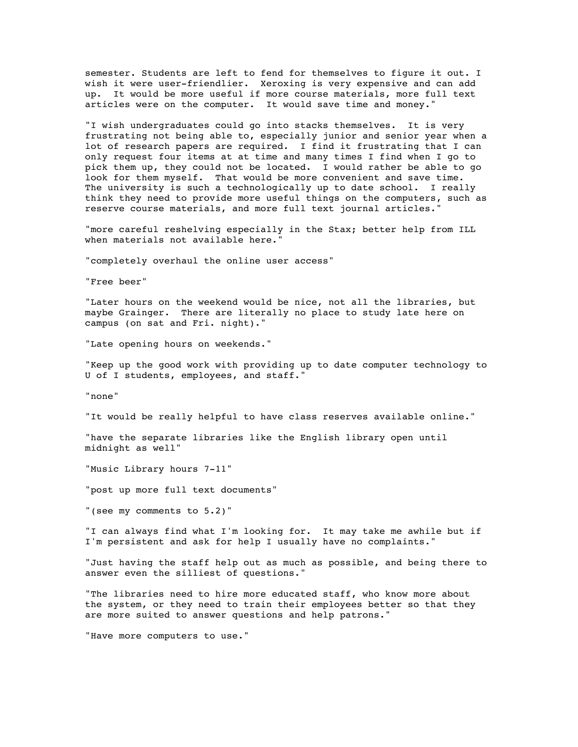semester. Students are left to fend for themselves to figure it out. I wish it were user-friendlier. Xeroxing is very expensive and can add up. It would be more useful if more course materials, more full text articles were on the computer. It would save time and money."

"I wish undergraduates could go into stacks themselves. It is very frustrating not being able to, especially junior and senior year when a lot of research papers are required. I find it frustrating that I can only request four items at at time and many times I find when I go to pick them up, they could not be located. I would rather be able to go look for them myself. That would be more convenient and save time. The university is such a technologically up to date school. I really think they need to provide more useful things on the computers, such as reserve course materials, and more full text journal articles."

"more careful reshelving especially in the Stax; better help from ILL when materials not available here."

"completely overhaul the online user access"

"Free beer"

"Later hours on the weekend would be nice, not all the libraries, but maybe Grainger. There are literally no place to study late here on campus (on sat and Fri. night)."

"Late opening hours on weekends."

"Keep up the good work with providing up to date computer technology to U of I students, employees, and staff."

"none"

"It would be really helpful to have class reserves available online."

"have the separate libraries like the English library open until midnight as well"

"Music Library hours 7-11"

"post up more full text documents"

"(see my comments to 5.2)"

"I can always find what I'm looking for. It may take me awhile but if I'm persistent and ask for help I usually have no complaints."

"Just having the staff help out as much as possible, and being there to answer even the silliest of questions."

"The libraries need to hire more educated staff, who know more about the system, or they need to train their employees better so that they are more suited to answer questions and help patrons."

"Have more computers to use."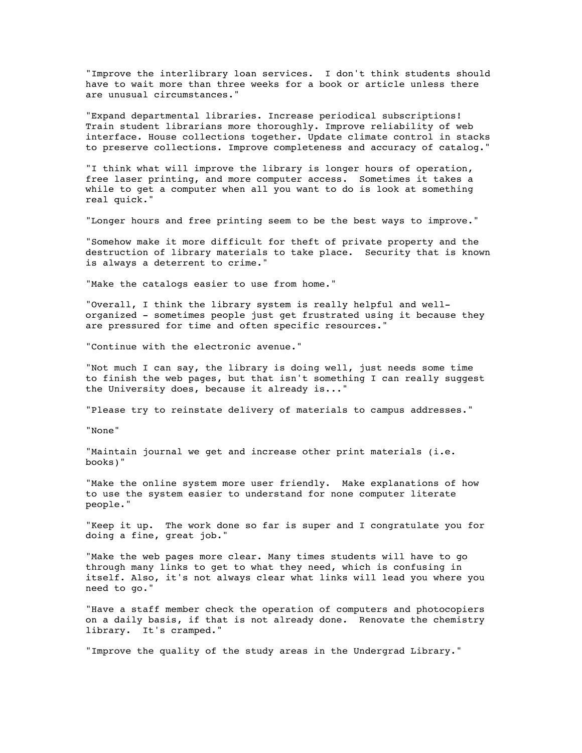"Improve the interlibrary loan services.  I don't think students should have to wait more than three weeks for a book or article unless there are unusual circumstances."

"Expand departmental libraries. Increase periodical subscriptions! Train student librarians more thoroughly. Improve reliability of web interface. House collections together. Update climate control in stacks to preserve collections. Improve completeness and accuracy of catalog."

"I think what will improve the library is longer hours of operation, free laser printing, and more computer access.  Sometimes it takes a while to get a computer when all you want to do is look at something real quick."

"Longer hours and free printing seem to be the best ways to improve."

"Somehow make it more difficult for theft of private property and the destruction of library materials to take place.  Security that is known is always a deterrent to crime."

"Make the catalogs easier to use from home."

"Overall, I think the library system is really helpful and well-organized - sometimes people just get frustrated using it because they are pressured for time and often specific resources."

"Continue with the electronic avenue."

"Not much I can say, the library is doing well, just needs some time to finish the web pages, but that isn't something I can really suggest the University does, because it already is..."

"Please try to reinstate delivery of materials to campus addresses."

"None"

"Maintain journal we get and increase other print materials (i.e. books)"

"Make the online system more user friendly.  Make explanations of how to use the system easier to understand for none computer literate people."

"Keep it up.  The work done so far is super and I congratulate you for doing a fine, great job."

"Make the web pages more clear. Many times students will have to go through many links to get to what they need, which is confusing in itself. Also, it's not always clear what links will lead you where you need to go."

"Have a staff member check the operation of computers and photocopiers on a daily basis, if that is not already done.  Renovate the chemistry library.  It's cramped."

"Improve the quality of the study areas in the Undergrad Library."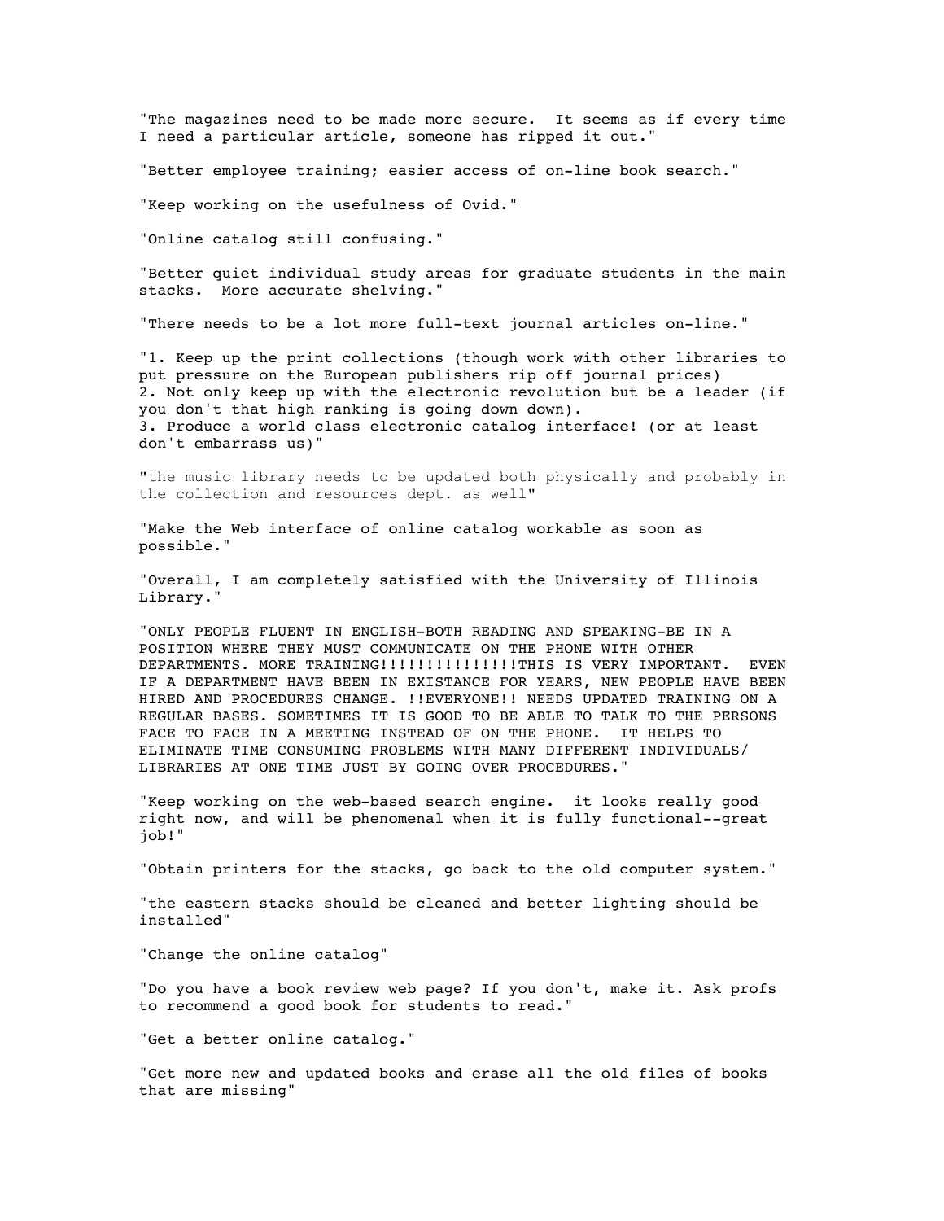"The magazines need to be made more secure.  It seems as if every time I need a particular article, someone has ripped it out."

"Better employee training; easier access of on-line book search."

"Keep working on the usefulness of Ovid."

"Online catalog still confusing."

"Better quiet individual study areas for graduate students in the main stacks.  More accurate shelving."

"There needs to be a lot more full-text journal articles on-line."

"1. Keep up the print collections (though work with other libraries to put pressure on the European publishers rip off journal prices)
2. Not only keep up with the electronic revolution but be a leader (if you don't that high ranking is going down down).
3. Produce a world class electronic catalog interface! (or at least don't embarrass us)"

"the music library needs to be updated both physically and probably in the collection and resources dept. as well"

"Make the Web interface of online catalog workable as soon as possible."

"Overall, I am completely satisfied with the University of Illinois Library."

"ONLY PEOPLE FLUENT IN ENGLISH-BOTH READING AND SPEAKING-BE IN A POSITION WHERE THEY MUST COMMUNICATE ON THE PHONE WITH OTHER DEPARTMENTS. MORE TRAINING!!!!!!!!!!!!!!!THIS IS VERY IMPORTANT.  EVEN IF A DEPARTMENT HAVE BEEN IN EXISTANCE FOR YEARS, NEW PEOPLE HAVE BEEN HIRED AND PROCEDURES CHANGE. !!EVERYONE!! NEEDS UPDATED TRAINING ON A REGULAR BASES. SOMETIMES IT IS GOOD TO BE ABLE TO TALK TO THE PERSONS FACE TO FACE IN A MEETING INSTEAD OF ON THE PHONE.  IT HELPS TO ELIMINATE TIME CONSUMING PROBLEMS WITH MANY DIFFERENT INDIVIDUALS/ LIBRARIES AT ONE TIME JUST BY GOING OVER PROCEDURES."

"Keep working on the web-based search engine.  it looks really good right now, and will be phenomenal when it is fully functional--great job!"

"Obtain printers for the stacks, go back to the old computer system."

"the eastern stacks should be cleaned and better lighting should be installed"

"Change the online catalog"

"Do you have a book review web page? If you don't, make it. Ask profs to recommend a good book for students to read."

"Get a better online catalog."

"Get more new and updated books and erase all the old files of books that are missing"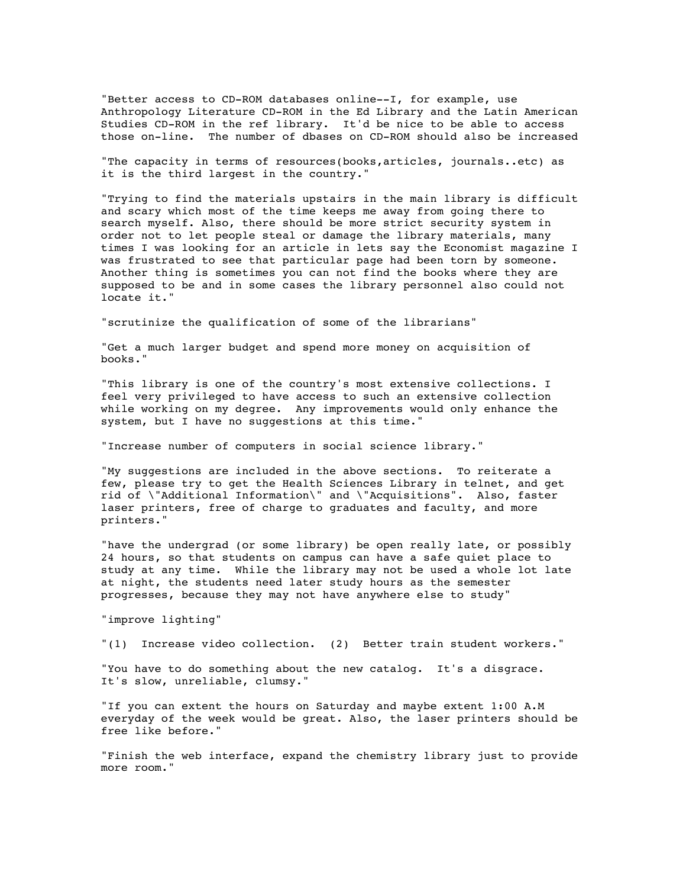"Better access to CD-ROM databases online--I, for example, use Anthropology Literature CD-ROM in the Ed Library and the Latin American Studies CD-ROM in the ref library. It'd be nice to be able to access those on-line. The number of dbases on CD-ROM should also be increased

"The capacity in terms of resources(books,articles, journals..etc) as it is the third largest in the country."

"Trying to find the materials upstairs in the main library is difficult and scary which most of the time keeps me away from going there to search myself. Also, there should be more strict security system in order not to let people steal or damage the library materials, many times I was looking for an article in lets say the Economist magazine I was frustrated to see that particular page had been torn by someone. Another thing is sometimes you can not find the books where they are supposed to be and in some cases the library personnel also could not locate it."

"scrutinize the qualification of some of the librarians"

"Get a much larger budget and spend more money on acquisition of books."

"This library is one of the country's most extensive collections. I feel very privileged to have access to such an extensive collection while working on my degree. Any improvements would only enhance the system, but I have no suggestions at this time."

"Increase number of computers in social science library."

"My suggestions are included in the above sections. To reiterate a few, please try to get the Health Sciences Library in telnet, and get rid of \"Additional Information\" and \"Acquisitions". Also, faster laser printers, free of charge to graduates and faculty, and more printers."

"have the undergrad (or some library) be open really late, or possibly 24 hours, so that students on campus can have a safe quiet place to study at any time. While the library may not be used a whole lot late at night, the students need later study hours as the semester progresses, because they may not have anywhere else to study"

"improve lighting"

"(1) Increase video collection. (2) Better train student workers."

"You have to do something about the new catalog. It's a disgrace. It's slow, unreliable, clumsy."

"If you can extent the hours on Saturday and maybe extent 1:00 A.M everyday of the week would be great. Also, the laser printers should be free like before."

"Finish the web interface, expand the chemistry library just to provide more room."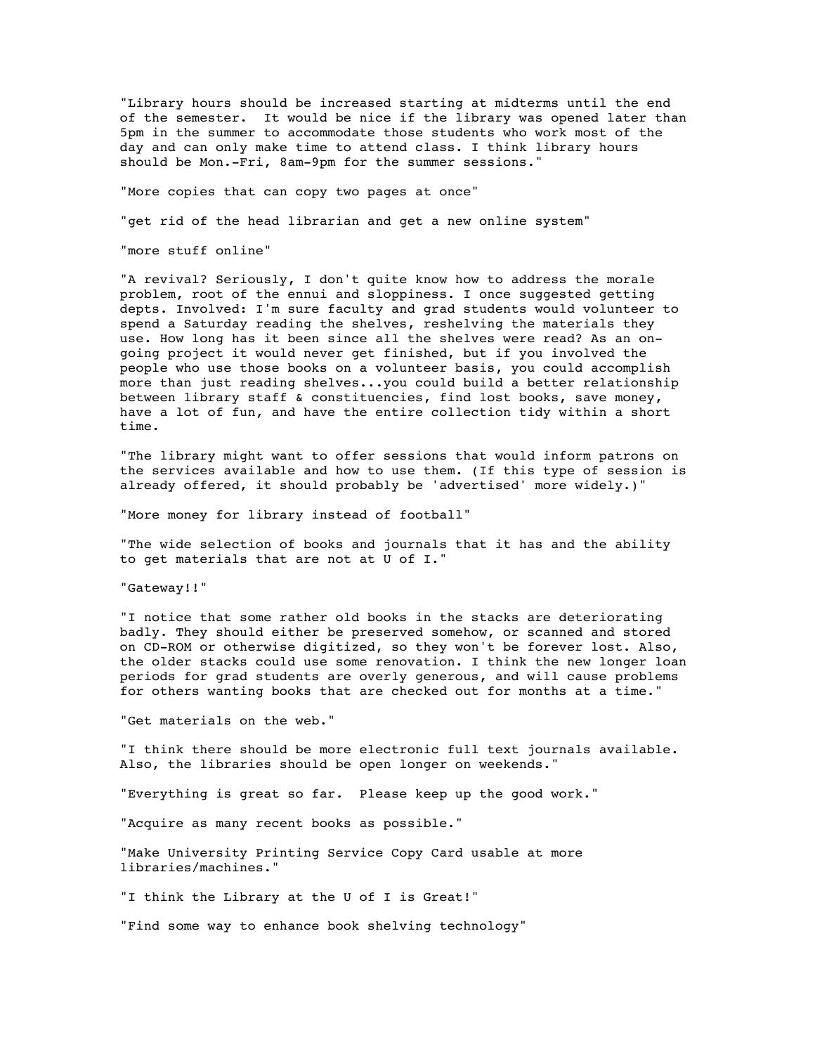"Library hours should be increased starting at midterms until the end of the semester.  It would be nice if the library was opened later than 5pm in the summer to accommodate those students who work most of the day and can only make time to attend class. I think library hours should be Mon.-Fri, 8am-9pm for the summer sessions."

"More copies that can copy two pages at once"

"get rid of the head librarian and get a new online system"

"more stuff online"

"A revival? Seriously, I don't quite know how to address the morale problem, root of the ennui and sloppiness. I once suggested getting depts. Involved: I'm sure faculty and grad students would volunteer to spend a Saturday reading the shelves, reshelving the materials they use. How long has it been since all the shelves were read? As an on-going project it would never get finished, but if you involved the people who use those books on a volunteer basis, you could accomplish more than just reading shelves...you could build a better relationship between library staff & constituencies, find lost books, save money, have a lot of fun, and have the entire collection tidy within a short time.

"The library might want to offer sessions that would inform patrons on the services available and how to use them. (If this type of session is already offered, it should probably be 'advertised' more widely.)"

"More money for library instead of football"

"The wide selection of books and journals that it has and the ability to get materials that are not at U of I."

"Gateway!!"

"I notice that some rather old books in the stacks are deteriorating badly. They should either be preserved somehow, or scanned and stored on CD-ROM or otherwise digitized, so they won't be forever lost. Also, the older stacks could use some renovation. I think the new longer loan periods for grad students are overly generous, and will cause problems for others wanting books that are checked out for months at a time."

"Get materials on the web."

"I think there should be more electronic full text journals available. Also, the libraries should be open longer on weekends."

"Everything is great so far.  Please keep up the good work."

"Acquire as many recent books as possible."

"Make University Printing Service Copy Card usable at more libraries/machines."

"I think the Library at the U of I is Great!"

"Find some way to enhance book shelving technology"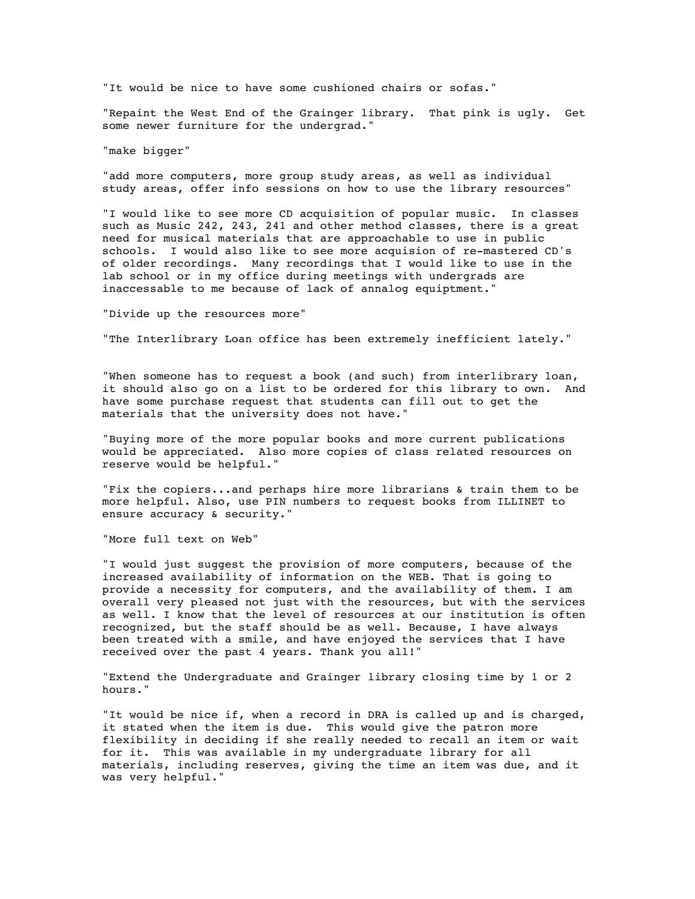"It would be nice to have some cushioned chairs or sofas."

"Repaint the West End of the Grainger library. That pink is ugly. Get some newer furniture for the undergrad."

"make bigger"

"add more computers, more group study areas, as well as individual study areas, offer info sessions on how to use the library resources"

"I would like to see more CD acquisition of popular music. In classes such as Music 242, 243, 241 and other method classes, there is a great need for musical materials that are approachable to use in public schools. I would also like to see more acquision of re-mastered CD's of older recordings. Many recordings that I would like to use in the lab school or in my office during meetings with undergrads are inaccessable to me because of lack of annalog equiptment."

"Divide up the resources more"

"The Interlibrary Loan office has been extremely inefficient lately."

"When someone has to request a book (and such) from interlibrary loan, it should also go on a list to be ordered for this library to own. And have some purchase request that students can fill out to get the materials that the university does not have."

"Buying more of the more popular books and more current publications would be appreciated. Also more copies of class related resources on reserve would be helpful."

"Fix the copiers...and perhaps hire more librarians & train them to be more helpful. Also, use PIN numbers to request books from ILLINET to ensure accuracy & security."

"More full text on Web"

"I would just suggest the provision of more computers, because of the increased availability of information on the WEB. That is going to provide a necessity for computers, and the availability of them. I am overall very pleased not just with the resources, but with the services as well. I know that the level of resources at our institution is often recognized, but the staff should be as well. Because, I have always been treated with a smile, and have enjoyed the services that I have received over the past 4 years. Thank you all!"

"Extend the Undergraduate and Grainger library closing time by 1 or 2 hours."

"It would be nice if, when a record in DRA is called up and is charged, it stated when the item is due. This would give the patron more flexibility in deciding if she really needed to recall an item or wait for it. This was available in my undergraduate library for all materials, including reserves, giving the time an item was due, and it was very helpful."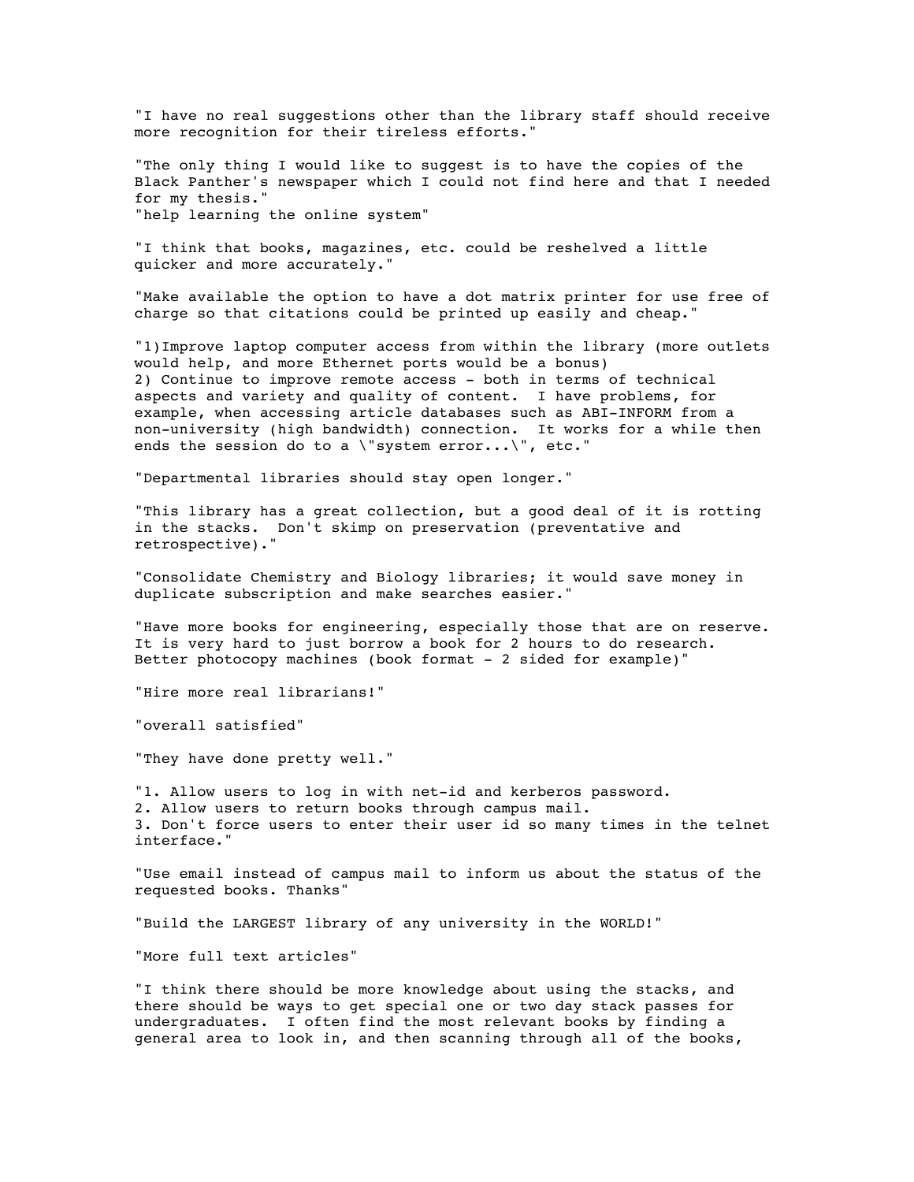"I have no real suggestions other than the library staff should receive more recognition for their tireless efforts."

"The only thing I would like to suggest is to have the copies of the Black Panther's newspaper which I could not find here and that I needed for my thesis."
"help learning the online system"

"I think that books, magazines, etc. could be reshelved a little quicker and more accurately."

"Make available the option to have a dot matrix printer for use free of charge so that citations could be printed up easily and cheap."

"1)Improve laptop computer access from within the library (more outlets would help, and more Ethernet ports would be a bonus)
2) Continue to improve remote access - both in terms of technical aspects and variety and quality of content.  I have problems, for example, when accessing article databases such as ABI-INFORM from a non-university (high bandwidth) connection.  It works for a while then ends the session do to a \"system error...\", etc."

"Departmental libraries should stay open longer."

"This library has a great collection, but a good deal of it is rotting in the stacks.  Don't skimp on preservation (preventative and retrospective)."

"Consolidate Chemistry and Biology libraries; it would save money in duplicate subscription and make searches easier."

"Have more books for engineering, especially those that are on reserve. It is very hard to just borrow a book for 2 hours to do research. Better photocopy machines (book format - 2 sided for example)"

"Hire more real librarians!"

"overall satisfied"

"They have done pretty well."

"1. Allow users to log in with net-id and kerberos password.
2. Allow users to return books through campus mail.
3. Don't force users to enter their user id so many times in the telnet interface."

"Use email instead of campus mail to inform us about the status of the requested books. Thanks"

"Build the LARGEST library of any university in the WORLD!"

"More full text articles"

"I think there should be more knowledge about using the stacks, and there should be ways to get special one or two day stack passes for undergraduates.  I often find the most relevant books by finding a general area to look in, and then scanning through all of the books,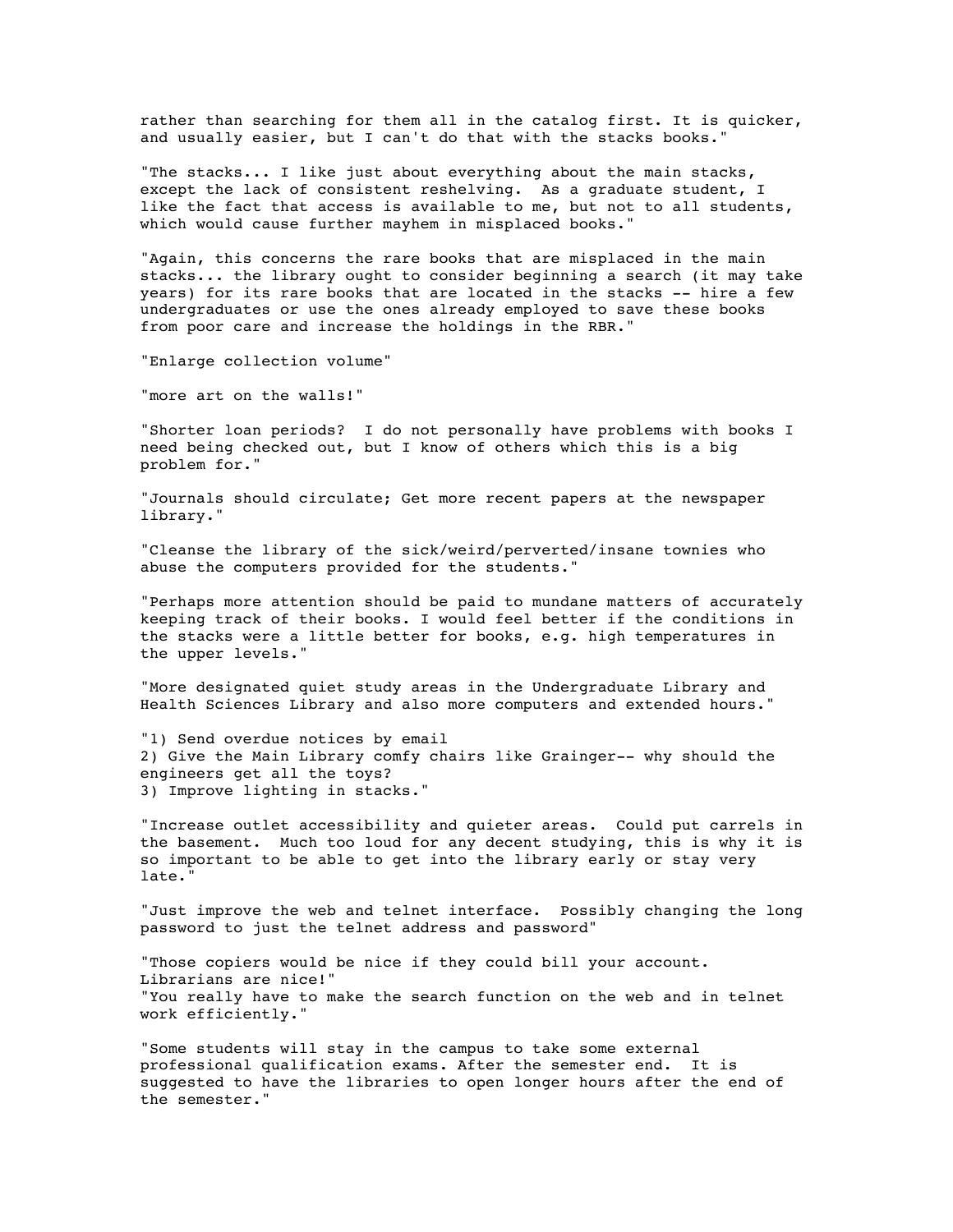rather than searching for them all in the catalog first. It is quicker, and usually easier, but I can't do that with the stacks books."

"The stacks... I like just about everything about the main stacks, except the lack of consistent reshelving. As a graduate student, I like the fact that access is available to me, but not to all students, which would cause further mayhem in misplaced books."

"Again, this concerns the rare books that are misplaced in the main stacks... the library ought to consider beginning a search (it may take years) for its rare books that are located in the stacks -- hire a few undergraduates or use the ones already employed to save these books from poor care and increase the holdings in the RBR."

"Enlarge collection volume"

"more art on the walls!"

"Shorter loan periods? I do not personally have problems with books I need being checked out, but I know of others which this is a big problem for."

"Journals should circulate; Get more recent papers at the newspaper library."

"Cleanse the library of the sick/weird/perverted/insane townies who abuse the computers provided for the students."

"Perhaps more attention should be paid to mundane matters of accurately keeping track of their books. I would feel better if the conditions in the stacks were a little better for books, e.g. high temperatures in the upper levels."

"More designated quiet study areas in the Undergraduate Library and Health Sciences Library and also more computers and extended hours."

"1) Send overdue notices by email
2) Give the Main Library comfy chairs like Grainger-- why should the engineers get all the toys?
3) Improve lighting in stacks."

"Increase outlet accessibility and quieter areas. Could put carrels in the basement. Much too loud for any decent studying, this is why it is so important to be able to get into the library early or stay very late."

"Just improve the web and telnet interface. Possibly changing the long password to just the telnet address and password"

"Those copiers would be nice if they could bill your account. Librarians are nice!"
"You really have to make the search function on the web and in telnet work efficiently."

"Some students will stay in the campus to take some external professional qualification exams. After the semester end. It is suggested to have the libraries to open longer hours after the end of the semester."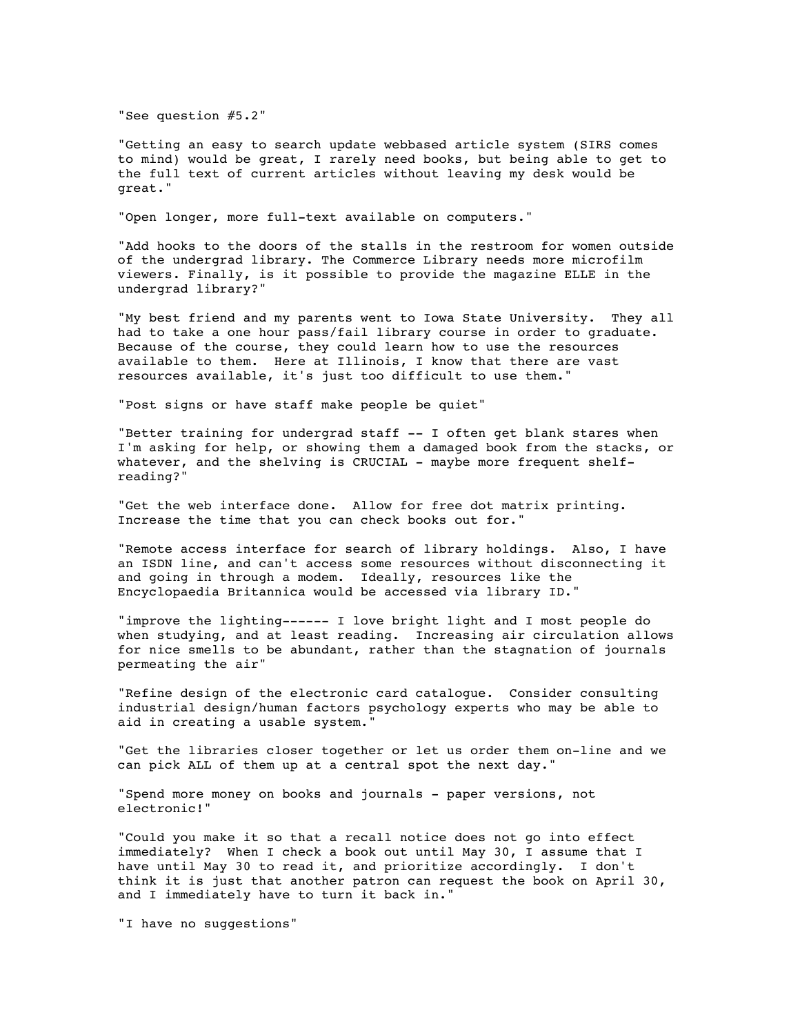"See question #5.2"

"Getting an easy to search update webbased article system (SIRS comes to mind) would be great, I rarely need books, but being able to get to the full text of current articles without leaving my desk would be great."

"Open longer, more full-text available on computers."

"Add hooks to the doors of the stalls in the restroom for women outside of the undergrad library. The Commerce Library needs more microfilm viewers. Finally, is it possible to provide the magazine ELLE in the undergrad library?"

"My best friend and my parents went to Iowa State University. They all had to take a one hour pass/fail library course in order to graduate. Because of the course, they could learn how to use the resources available to them. Here at Illinois, I know that there are vast resources available, it's just too difficult to use them."

"Post signs or have staff make people be quiet"

"Better training for undergrad staff -- I often get blank stares when I'm asking for help, or showing them a damaged book from the stacks, or whatever, and the shelving is CRUCIAL - maybe more frequent shelf-reading?"

"Get the web interface done. Allow for free dot matrix printing. Increase the time that you can check books out for."

"Remote access interface for search of library holdings. Also, I have an ISDN line, and can't access some resources without disconnecting it and going in through a modem. Ideally, resources like the Encyclopaedia Britannica would be accessed via library ID."

"improve the lighting------ I love bright light and I most people do when studying, and at least reading. Increasing air circulation allows for nice smells to be abundant, rather than the stagnation of journals permeating the air"

"Refine design of the electronic card catalogue. Consider consulting industrial design/human factors psychology experts who may be able to aid in creating a usable system."

"Get the libraries closer together or let us order them on-line and we can pick ALL of them up at a central spot the next day."

"Spend more money on books and journals - paper versions, not electronic!"

"Could you make it so that a recall notice does not go into effect immediately? When I check a book out until May 30, I assume that I have until May 30 to read it, and prioritize accordingly. I don't think it is just that another patron can request the book on April 30, and I immediately have to turn it back in."

"I have no suggestions"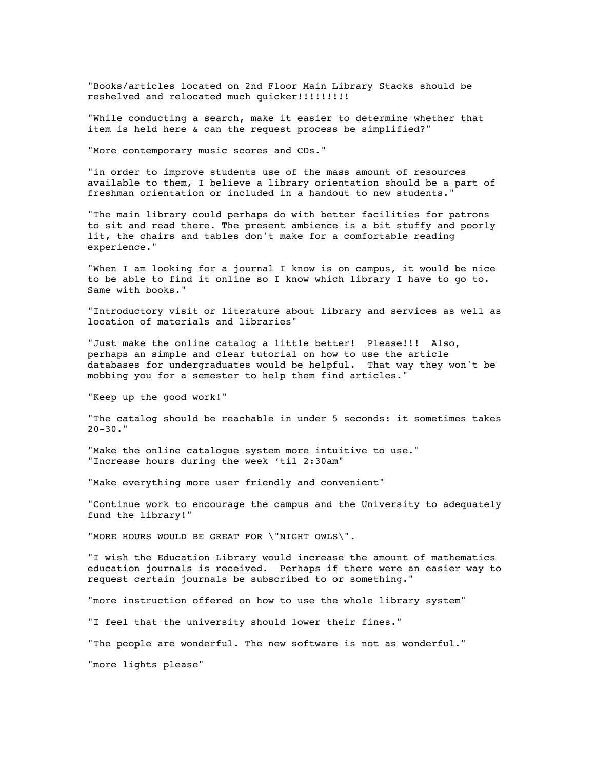"Books/articles located on 2nd Floor Main Library Stacks should be reshelved and relocated much quicker!!!!!!!!!

"While conducting a search, make it easier to determine whether that item is held here & can the request process be simplified?"

"More contemporary music scores and CDs."

"in order to improve students use of the mass amount of resources available to them, I believe a library orientation should be a part of freshman orientation or included in a handout to new students."

"The main library could perhaps do with better facilities for patrons to sit and read there. The present ambience is a bit stuffy and poorly lit, the chairs and tables don't make for a comfortable reading experience."

"When I am looking for a journal I know is on campus, it would be nice to be able to find it online so I know which library I have to go to. Same with books."

"Introductory visit or literature about library and services as well as location of materials and libraries"

"Just make the online catalog a little better! Please!!! Also, perhaps an simple and clear tutorial on how to use the article databases for undergraduates would be helpful. That way they won't be mobbing you for a semester to help them find articles."

"Keep up the good work!"

"The catalog should be reachable in under 5 seconds: it sometimes takes 20-30."

"Make the online catalogue system more intuitive to use."
"Increase hours during the week 'til 2:30am"

"Make everything more user friendly and convenient"

"Continue work to encourage the campus and the University to adequately fund the library!"

"MORE HOURS WOULD BE GREAT FOR \"NIGHT OWLS\".

"I wish the Education Library would increase the amount of mathematics education journals is received. Perhaps if there were an easier way to request certain journals be subscribed to or something."

"more instruction offered on how to use the whole library system"

"I feel that the university should lower their fines."

"The people are wonderful. The new software is not as wonderful."

"more lights please"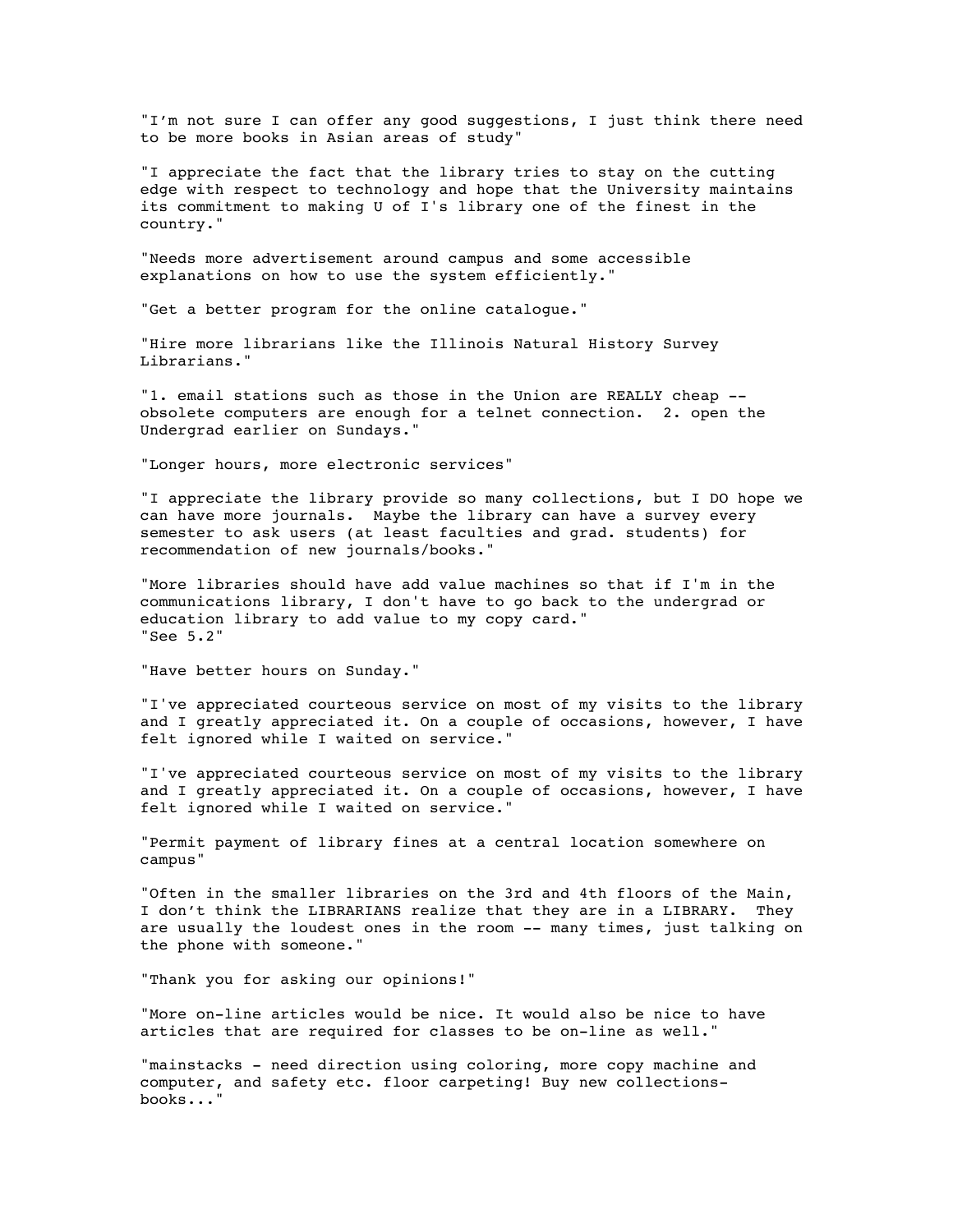"I'm not sure I can offer any good suggestions, I just think there need to be more books in Asian areas of study"

"I appreciate the fact that the library tries to stay on the cutting edge with respect to technology and hope that the University maintains its commitment to making U of I's library one of the finest in the country."

"Needs more advertisement around campus and some accessible explanations on how to use the system efficiently."

"Get a better program for the online catalogue."

"Hire more librarians like the Illinois Natural History Survey Librarians."

"1. email stations such as those in the Union are REALLY cheap -- obsolete computers are enough for a telnet connection. 2. open the Undergrad earlier on Sundays."

"Longer hours, more electronic services"

"I appreciate the library provide so many collections, but I DO hope we can have more journals. Maybe the library can have a survey every semester to ask users (at least faculties and grad. students) for recommendation of new journals/books."

"More libraries should have add value machines so that if I'm in the communications library, I don't have to go back to the undergrad or education library to add value to my copy card."
"See 5.2"

"Have better hours on Sunday."

"I've appreciated courteous service on most of my visits to the library and I greatly appreciated it. On a couple of occasions, however, I have felt ignored while I waited on service."

"I've appreciated courteous service on most of my visits to the library and I greatly appreciated it. On a couple of occasions, however, I have felt ignored while I waited on service."

"Permit payment of library fines at a central location somewhere on campus"

"Often in the smaller libraries on the 3rd and 4th floors of the Main, I don't think the LIBRARIANS realize that they are in a LIBRARY. They are usually the loudest ones in the room -- many times, just talking on the phone with someone."

"Thank you for asking our opinions!"

"More on-line articles would be nice. It would also be nice to have articles that are required for classes to be on-line as well."

"mainstacks - need direction using coloring, more copy machine and computer, and safety etc. floor carpeting! Buy new collections-books..."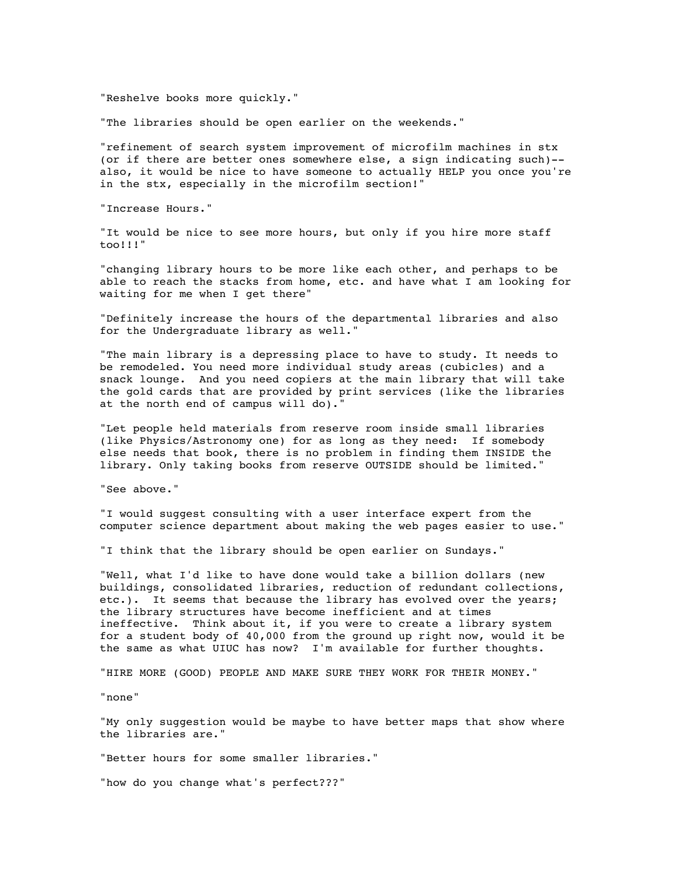"Reshelve books more quickly."

"The libraries should be open earlier on the weekends."

"refinement of search system improvement of microfilm machines in stx (or if there are better ones somewhere else, a sign indicating such)--also, it would be nice to have someone to actually HELP you once you're in the stx, especially in the microfilm section!"

"Increase Hours."

"It would be nice to see more hours, but only if you hire more staff too!!!"

"changing library hours to be more like each other, and perhaps to be able to reach the stacks from home, etc. and have what I am looking for waiting for me when I get there"

"Definitely increase the hours of the departmental libraries and also for the Undergraduate library as well."

"The main library is a depressing place to have to study. It needs to be remodeled. You need more individual study areas (cubicles) and a snack lounge. And you need copiers at the main library that will take the gold cards that are provided by print services (like the libraries at the north end of campus will do)."

"Let people held materials from reserve room inside small libraries (like Physics/Astronomy one) for as long as they need: If somebody else needs that book, there is no problem in finding them INSIDE the library. Only taking books from reserve OUTSIDE should be limited."

"See above."

"I would suggest consulting with a user interface expert from the computer science department about making the web pages easier to use."

"I think that the library should be open earlier on Sundays."

"Well, what I'd like to have done would take a billion dollars (new buildings, consolidated libraries, reduction of redundant collections, etc.). It seems that because the library has evolved over the years; the library structures have become inefficient and at times ineffective. Think about it, if you were to create a library system for a student body of 40,000 from the ground up right now, would it be the same as what UIUC has now? I'm available for further thoughts.

"HIRE MORE (GOOD) PEOPLE AND MAKE SURE THEY WORK FOR THEIR MONEY."

"none"

"My only suggestion would be maybe to have better maps that show where the libraries are."

"Better hours for some smaller libraries."

"how do you change what's perfect???"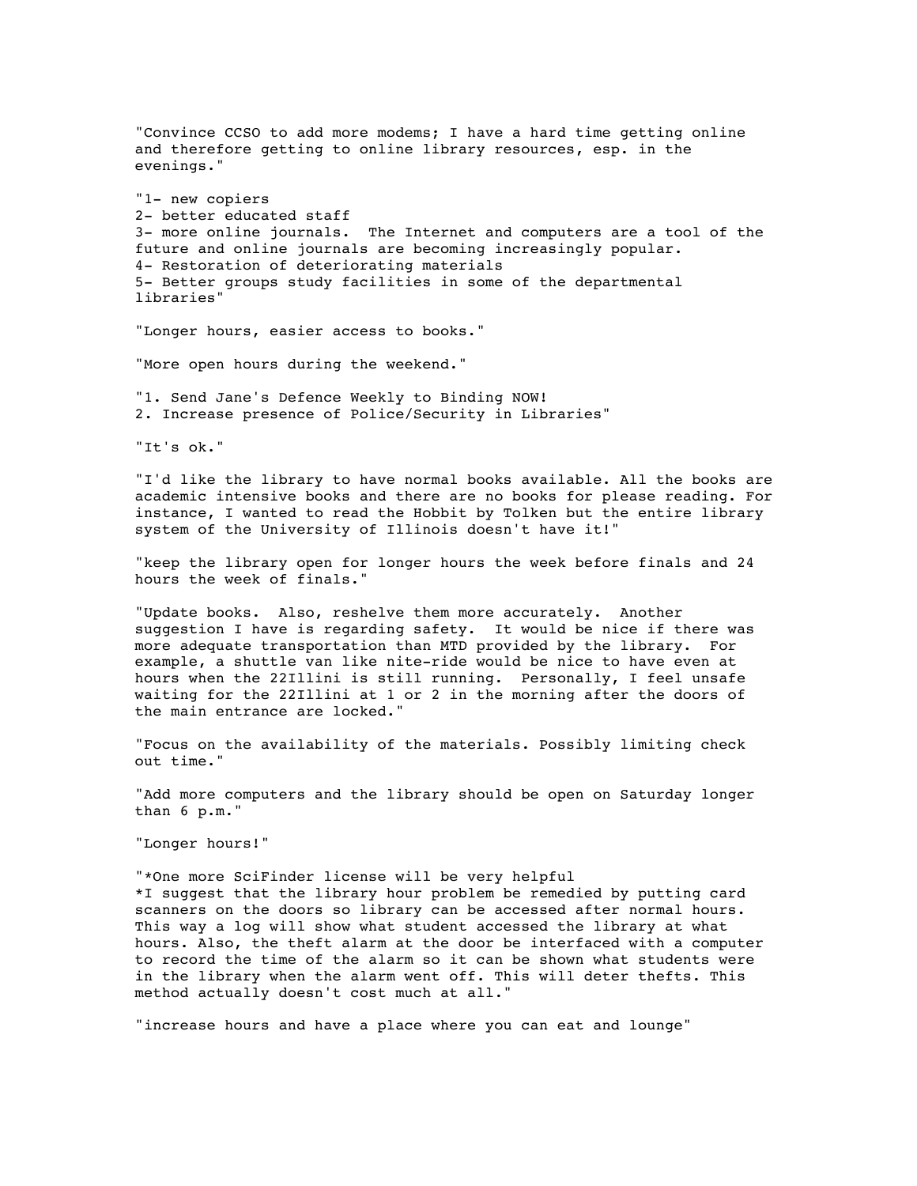"Convince CCSO to add more modems; I have a hard time getting online and therefore getting to online library resources, esp. in the evenings."

"1- new copiers
2- better educated staff
3- more online journals. The Internet and computers are a tool of the future and online journals are becoming increasingly popular.
4- Restoration of deteriorating materials
5- Better groups study facilities in some of the departmental libraries"

"Longer hours, easier access to books."

"More open hours during the weekend."

"1. Send Jane's Defence Weekly to Binding NOW!
2. Increase presence of Police/Security in Libraries"

"It's ok."

"I'd like the library to have normal books available. All the books are academic intensive books and there are no books for please reading. For instance, I wanted to read the Hobbit by Tolken but the entire library system of the University of Illinois doesn't have it!"

"keep the library open for longer hours the week before finals and 24 hours the week of finals."

"Update books. Also, reshelve them more accurately. Another suggestion I have is regarding safety. It would be nice if there was more adequate transportation than MTD provided by the library. For example, a shuttle van like nite-ride would be nice to have even at hours when the 22Illini is still running. Personally, I feel unsafe waiting for the 22Illini at 1 or 2 in the morning after the doors of the main entrance are locked."

"Focus on the availability of the materials. Possibly limiting check out time."

"Add more computers and the library should be open on Saturday longer than 6 p.m."

"Longer hours!"

"*One more SciFinder license will be very helpful
*I suggest that the library hour problem be remedied by putting card scanners on the doors so library can be accessed after normal hours. This way a log will show what student accessed the library at what hours. Also, the theft alarm at the door be interfaced with a computer to record the time of the alarm so it can be shown what students were in the library when the alarm went off. This will deter thefts. This method actually doesn't cost much at all."

"increase hours and have a place where you can eat and lounge"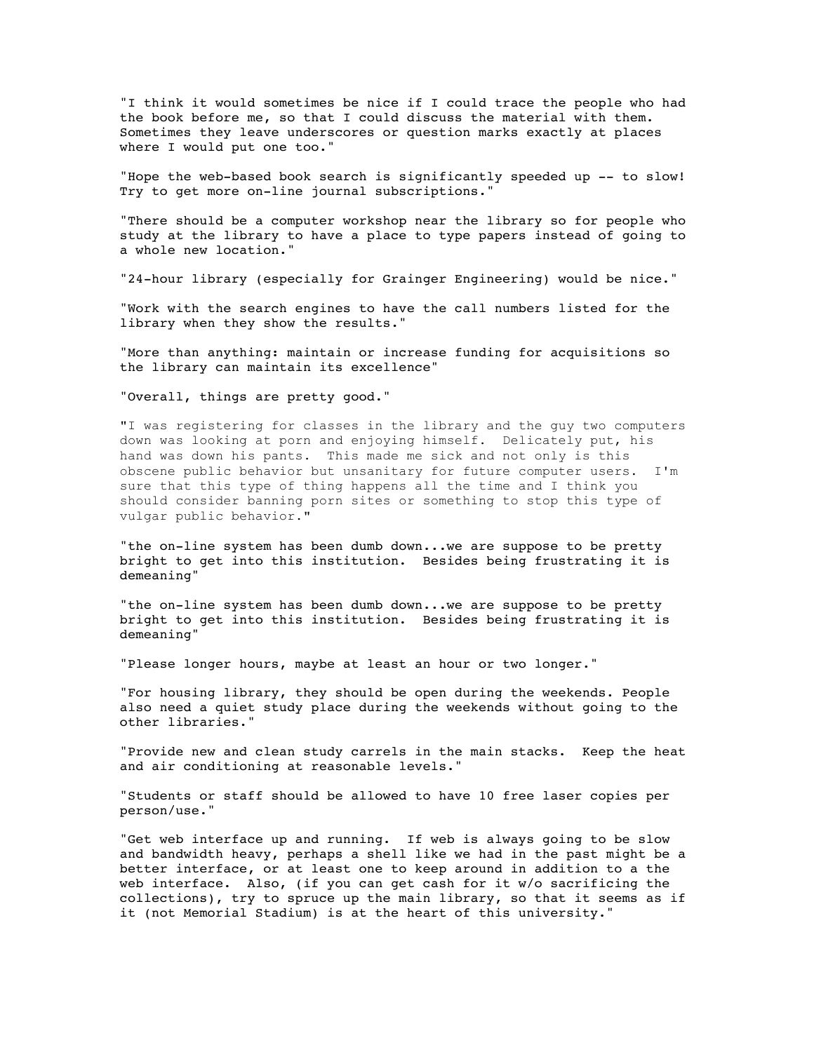"I think it would sometimes be nice if I could trace the people who had the book before me, so that I could discuss the material with them. Sometimes they leave underscores or question marks exactly at places where I would put one too."

"Hope the web-based book search is significantly speeded up -- to slow! Try to get more on-line journal subscriptions."

"There should be a computer workshop near the library so for people who study at the library to have a place to type papers instead of going to a whole new location."

"24-hour library (especially for Grainger Engineering) would be nice."

"Work with the search engines to have the call numbers listed for the library when they show the results."

"More than anything: maintain or increase funding for acquisitions so the library can maintain its excellence"

"Overall, things are pretty good."

"I was registering for classes in the library and the guy two computers down was looking at porn and enjoying himself. Delicately put, his hand was down his pants. This made me sick and not only is this obscene public behavior but unsanitary for future computer users. I'm sure that this type of thing happens all the time and I think you should consider banning porn sites or something to stop this type of vulgar public behavior."

"the on-line system has been dumb down...we are suppose to be pretty bright to get into this institution. Besides being frustrating it is demeaning"

"the on-line system has been dumb down...we are suppose to be pretty bright to get into this institution. Besides being frustrating it is demeaning"

"Please longer hours, maybe at least an hour or two longer."

"For housing library, they should be open during the weekends. People also need a quiet study place during the weekends without going to the other libraries."

"Provide new and clean study carrels in the main stacks. Keep the heat and air conditioning at reasonable levels."

"Students or staff should be allowed to have 10 free laser copies per person/use."

"Get web interface up and running. If web is always going to be slow and bandwidth heavy, perhaps a shell like we had in the past might be a better interface, or at least one to keep around in addition to a the web interface. Also, (if you can get cash for it w/o sacrificing the collections), try to spruce up the main library, so that it seems as if it (not Memorial Stadium) is at the heart of this university."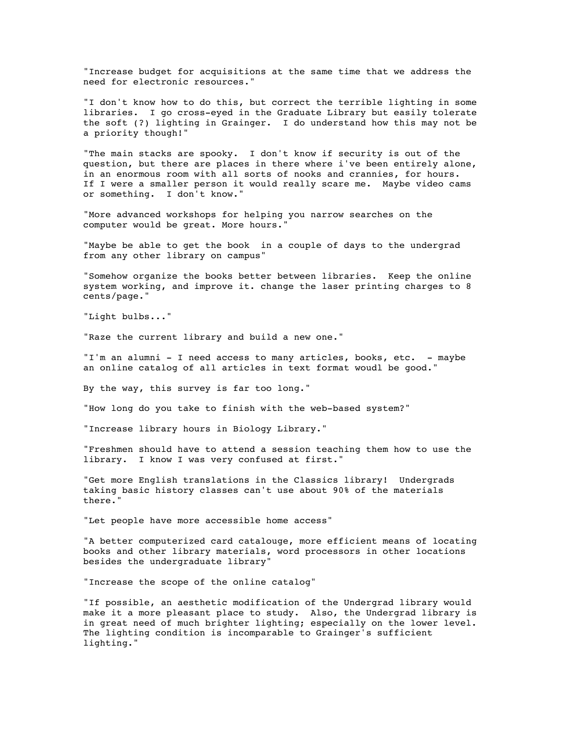"Increase budget for acquisitions at the same time that we address the need for electronic resources."

"I don't know how to do this, but correct the terrible lighting in some libraries. I go cross-eyed in the Graduate Library but easily tolerate the soft (?) lighting in Grainger. I do understand how this may not be a priority though!"

"The main stacks are spooky. I don't know if security is out of the question, but there are places in there where i've been entirely alone, in an enormous room with all sorts of nooks and crannies, for hours. If I were a smaller person it would really scare me. Maybe video cams or something. I don't know."

"More advanced workshops for helping you narrow searches on the computer would be great. More hours."

"Maybe be able to get the book in a couple of days to the undergrad from any other library on campus"

"Somehow organize the books better between libraries. Keep the online system working, and improve it. change the laser printing charges to 8 cents/page."

"Light bulbs..."

"Raze the current library and build a new one."

"I'm an alumni - I need access to many articles, books, etc. - maybe an online catalog of all articles in text format woudl be good."

By the way, this survey is far too long."

"How long do you take to finish with the web-based system?"

"Increase library hours in Biology Library."

"Freshmen should have to attend a session teaching them how to use the library. I know I was very confused at first."

"Get more English translations in the Classics library! Undergrads taking basic history classes can't use about 90% of the materials there."

"Let people have more accessible home access"

"A better computerized card catalouge, more efficient means of locating books and other library materials, word processors in other locations besides the undergraduate library"

"Increase the scope of the online catalog"

"If possible, an aesthetic modification of the Undergrad library would make it a more pleasant place to study. Also, the Undergrad library is in great need of much brighter lighting; especially on the lower level. The lighting condition is incomparable to Grainger's sufficient lighting."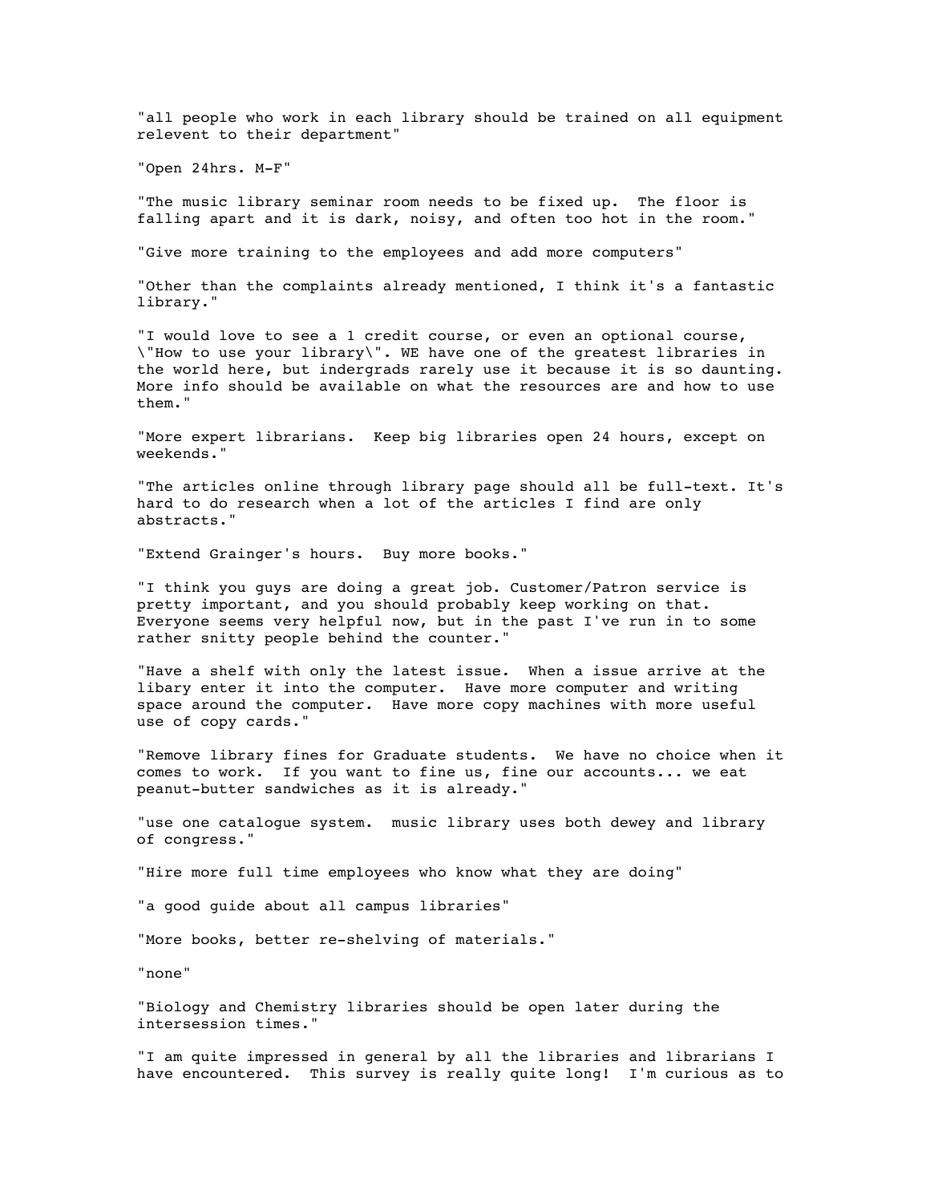"all people who work in each library should be trained on all equipment relevent to their department"

"Open 24hrs. M-F"

"The music library seminar room needs to be fixed up.  The floor is falling apart and it is dark, noisy, and often too hot in the room."

"Give more training to the employees and add more computers"

"Other than the complaints already mentioned, I think it's a fantastic library."

"I would love to see a 1 credit course, or even an optional course, \"How to use your library\". WE have one of the greatest libraries in the world here, but indergrads rarely use it because it is so daunting. More info should be available on what the resources are and how to use them."

"More expert librarians.  Keep big libraries open 24 hours, except on weekends."

"The articles online through library page should all be full-text. It's hard to do research when a lot of the articles I find are only abstracts."

"Extend Grainger's hours.  Buy more books."

"I think you guys are doing a great job. Customer/Patron service is pretty important, and you should probably keep working on that. Everyone seems very helpful now, but in the past I've run in to some rather snitty people behind the counter."

"Have a shelf with only the latest issue.  When a issue arrive at the libary enter it into the computer.  Have more computer and writing space around the computer.  Have more copy machines with more useful use of copy cards."

"Remove library fines for Graduate students.  We have no choice when it comes to work.  If you want to fine us, fine our accounts... we eat peanut-butter sandwiches as it is already."

"use one catalogue system.  music library uses both dewey and library of congress."

"Hire more full time employees who know what they are doing"

"a good guide about all campus libraries"

"More books, better re-shelving of materials."

"none"

"Biology and Chemistry libraries should be open later during the intersession times."

"I am quite impressed in general by all the libraries and librarians I have encountered.  This survey is really quite long!  I'm curious as to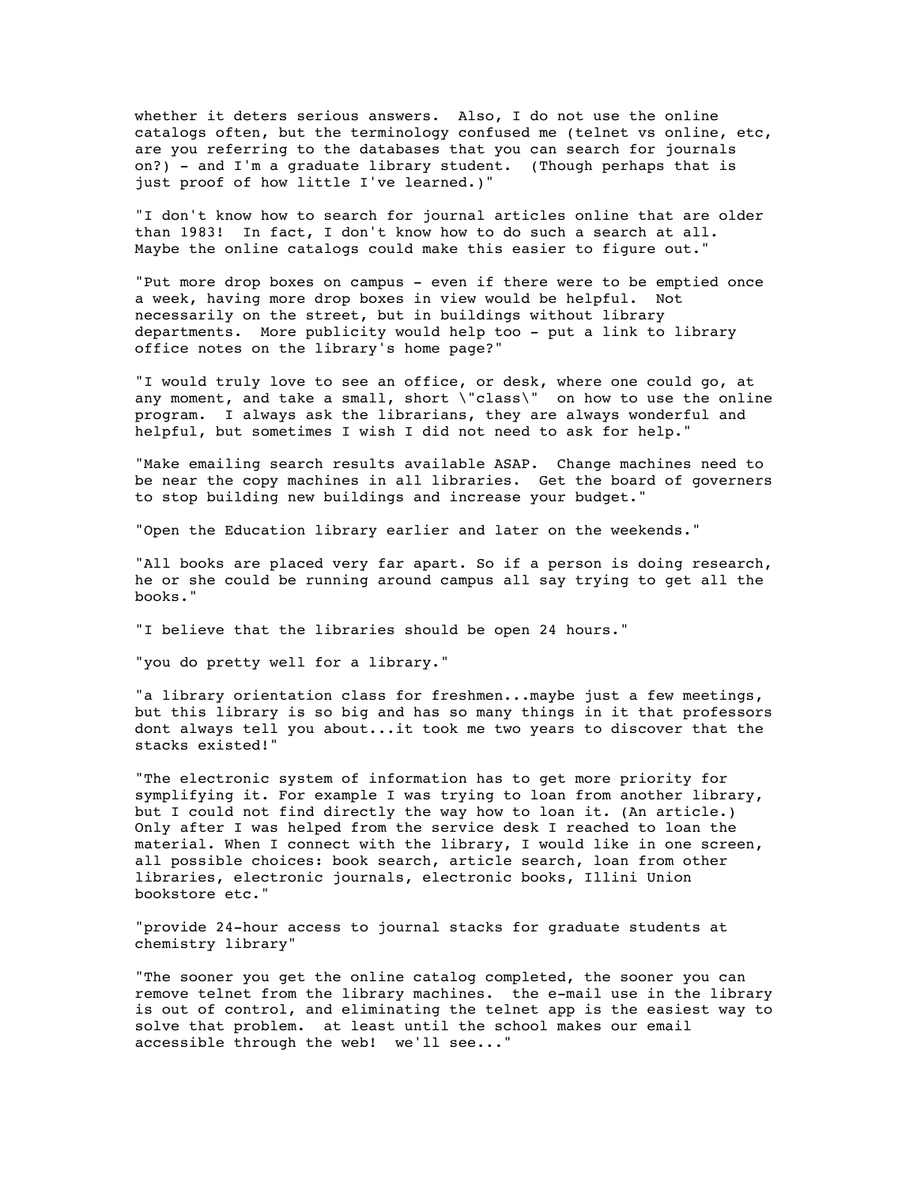whether it deters serious answers. Also, I do not use the online catalogs often, but the terminology confused me (telnet vs online, etc, are you referring to the databases that you can search for journals on?) - and I'm a graduate library student. (Though perhaps that is just proof of how little I've learned.)"

"I don't know how to search for journal articles online that are older than 1983! In fact, I don't know how to do such a search at all. Maybe the online catalogs could make this easier to figure out."

"Put more drop boxes on campus - even if there were to be emptied once a week, having more drop boxes in view would be helpful. Not necessarily on the street, but in buildings without library departments. More publicity would help too - put a link to library office notes on the library's home page?"

"I would truly love to see an office, or desk, where one could go, at any moment, and take a small, short \"class\" on how to use the online program. I always ask the librarians, they are always wonderful and helpful, but sometimes I wish I did not need to ask for help."

"Make emailing search results available ASAP. Change machines need to be near the copy machines in all libraries. Get the board of governers to stop building new buildings and increase your budget."

"Open the Education library earlier and later on the weekends."

"All books are placed very far apart. So if a person is doing research, he or she could be running around campus all say trying to get all the books."

"I believe that the libraries should be open 24 hours."

"you do pretty well for a library."

"a library orientation class for freshmen...maybe just a few meetings, but this library is so big and has so many things in it that professors dont always tell you about...it took me two years to discover that the stacks existed!"

"The electronic system of information has to get more priority for symplifying it. For example I was trying to loan from another library, but I could not find directly the way how to loan it. (An article.) Only after I was helped from the service desk I reached to loan the material. When I connect with the library, I would like in one screen, all possible choices: book search, article search, loan from other libraries, electronic journals, electronic books, Illini Union bookstore etc."

"provide 24-hour access to journal stacks for graduate students at chemistry library"

"The sooner you get the online catalog completed, the sooner you can remove telnet from the library machines. the e-mail use in the library is out of control, and eliminating the telnet app is the easiest way to solve that problem. at least until the school makes our email accessible through the web! we'll see..."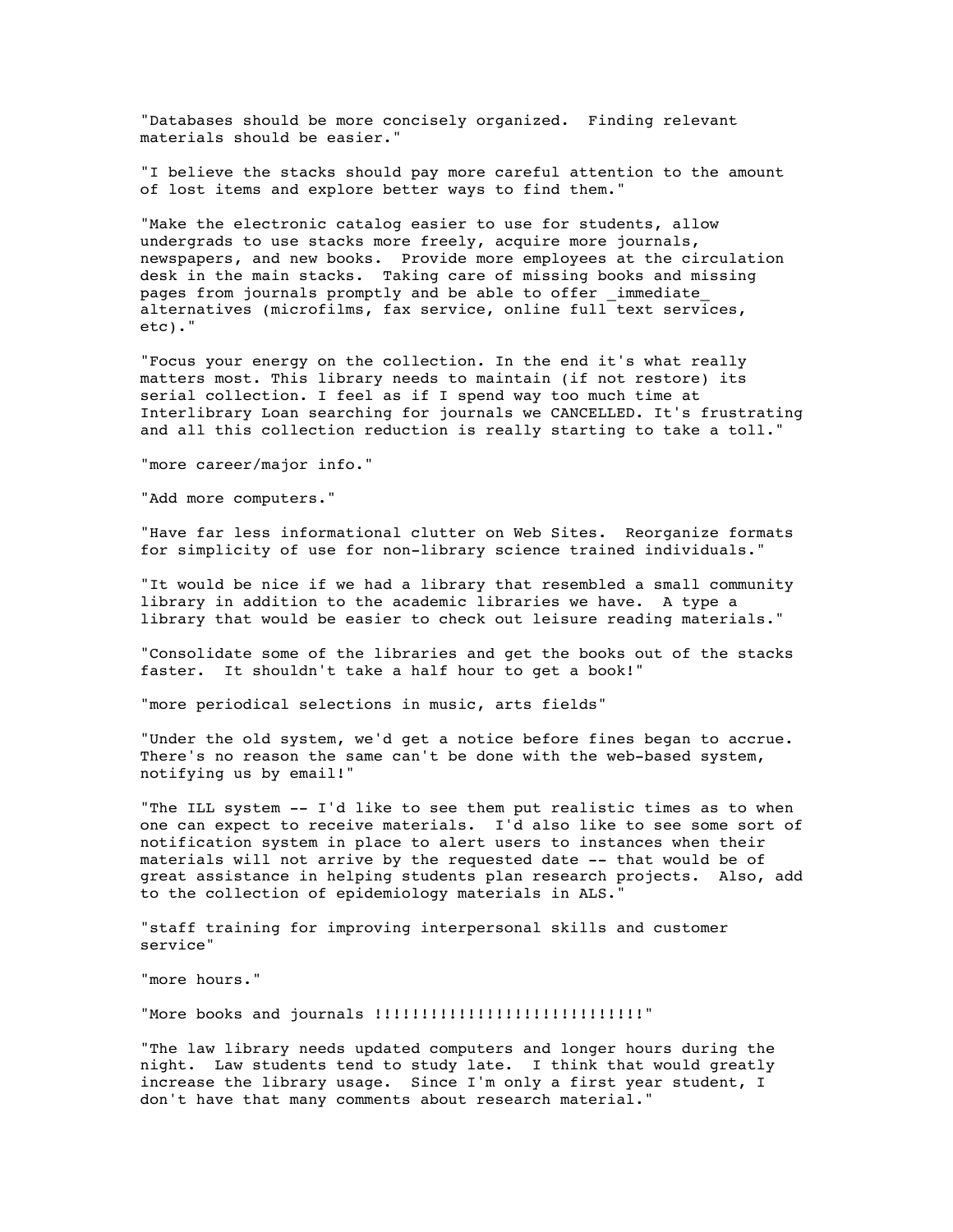"Databases should be more concisely organized. Finding relevant materials should be easier."

"I believe the stacks should pay more careful attention to the amount of lost items and explore better ways to find them."

"Make the electronic catalog easier to use for students, allow undergrads to use stacks more freely, acquire more journals, newspapers, and new books. Provide more employees at the circulation desk in the main stacks. Taking care of missing books and missing pages from journals promptly and be able to offer _immediate_ alternatives (microfilms, fax service, online full text services, etc)."

"Focus your energy on the collection. In the end it's what really matters most. This library needs to maintain (if not restore) its serial collection. I feel as if I spend way too much time at Interlibrary Loan searching for journals we CANCELLED. It's frustrating and all this collection reduction is really starting to take a toll."

"more career/major info."

"Add more computers."

"Have far less informational clutter on Web Sites. Reorganize formats for simplicity of use for non-library science trained individuals."

"It would be nice if we had a library that resembled a small community library in addition to the academic libraries we have. A type a library that would be easier to check out leisure reading materials."

"Consolidate some of the libraries and get the books out of the stacks faster. It shouldn't take a half hour to get a book!"

"more periodical selections in music, arts fields"

"Under the old system, we'd get a notice before fines began to accrue. There's no reason the same can't be done with the web-based system, notifying us by email!"

"The ILL system -- I'd like to see them put realistic times as to when one can expect to receive materials. I'd also like to see some sort of notification system in place to alert users to instances when their materials will not arrive by the requested date -- that would be of great assistance in helping students plan research projects. Also, add to the collection of epidemiology materials in ALS."

"staff training for improving interpersonal skills and customer service"

"more hours."

"More books and journals !!!!!!!!!!!!!!!!!!!!!!!!!!!!!"

"The law library needs updated computers and longer hours during the night. Law students tend to study late. I think that would greatly increase the library usage. Since I'm only a first year student, I don't have that many comments about research material."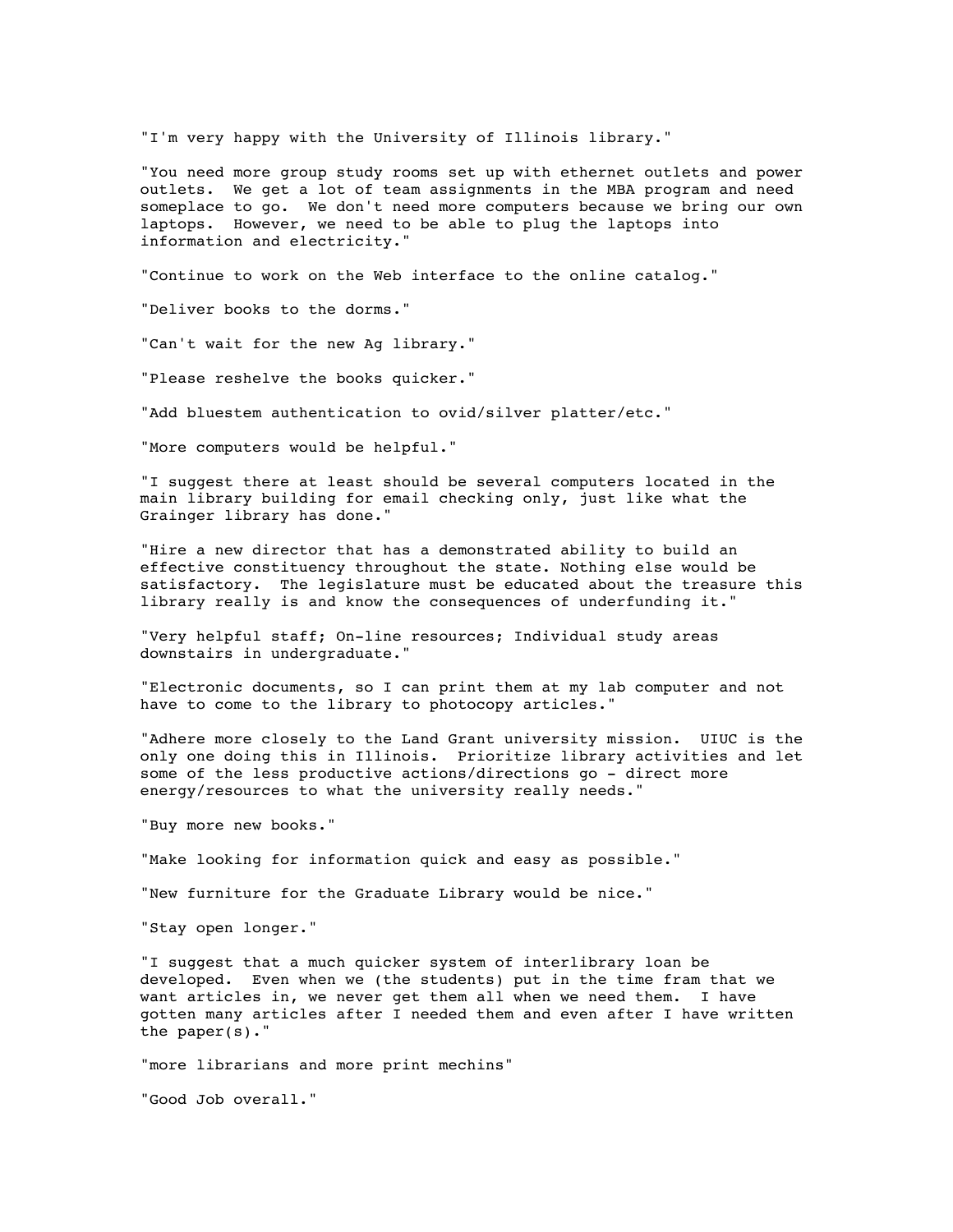"I'm very happy with the University of Illinois library."

"You need more group study rooms set up with ethernet outlets and power outlets. We get a lot of team assignments in the MBA program and need someplace to go. We don't need more computers because we bring our own laptops. However, we need to be able to plug the laptops into information and electricity."

"Continue to work on the Web interface to the online catalog."

"Deliver books to the dorms."

"Can't wait for the new Ag library."

"Please reshelve the books quicker."

"Add bluestem authentication to ovid/silver platter/etc."

"More computers would be helpful."

"I suggest there at least should be several computers located in the main library building for email checking only, just like what the Grainger library has done."

"Hire a new director that has a demonstrated ability to build an effective constituency throughout the state. Nothing else would be satisfactory. The legislature must be educated about the treasure this library really is and know the consequences of underfunding it."

"Very helpful staff; On-line resources; Individual study areas downstairs in undergraduate."

"Electronic documents, so I can print them at my lab computer and not have to come to the library to photocopy articles."

"Adhere more closely to the Land Grant university mission. UIUC is the only one doing this in Illinois. Prioritize library activities and let some of the less productive actions/directions go - direct more energy/resources to what the university really needs."

"Buy more new books."

"Make looking for information quick and easy as possible."

"New furniture for the Graduate Library would be nice."

"Stay open longer."

"I suggest that a much quicker system of interlibrary loan be developed. Even when we (the students) put in the time fram that we want articles in, we never get them all when we need them. I have gotten many articles after I needed them and even after I have written the paper(s)."

"more librarians and more print mechins"

"Good Job overall."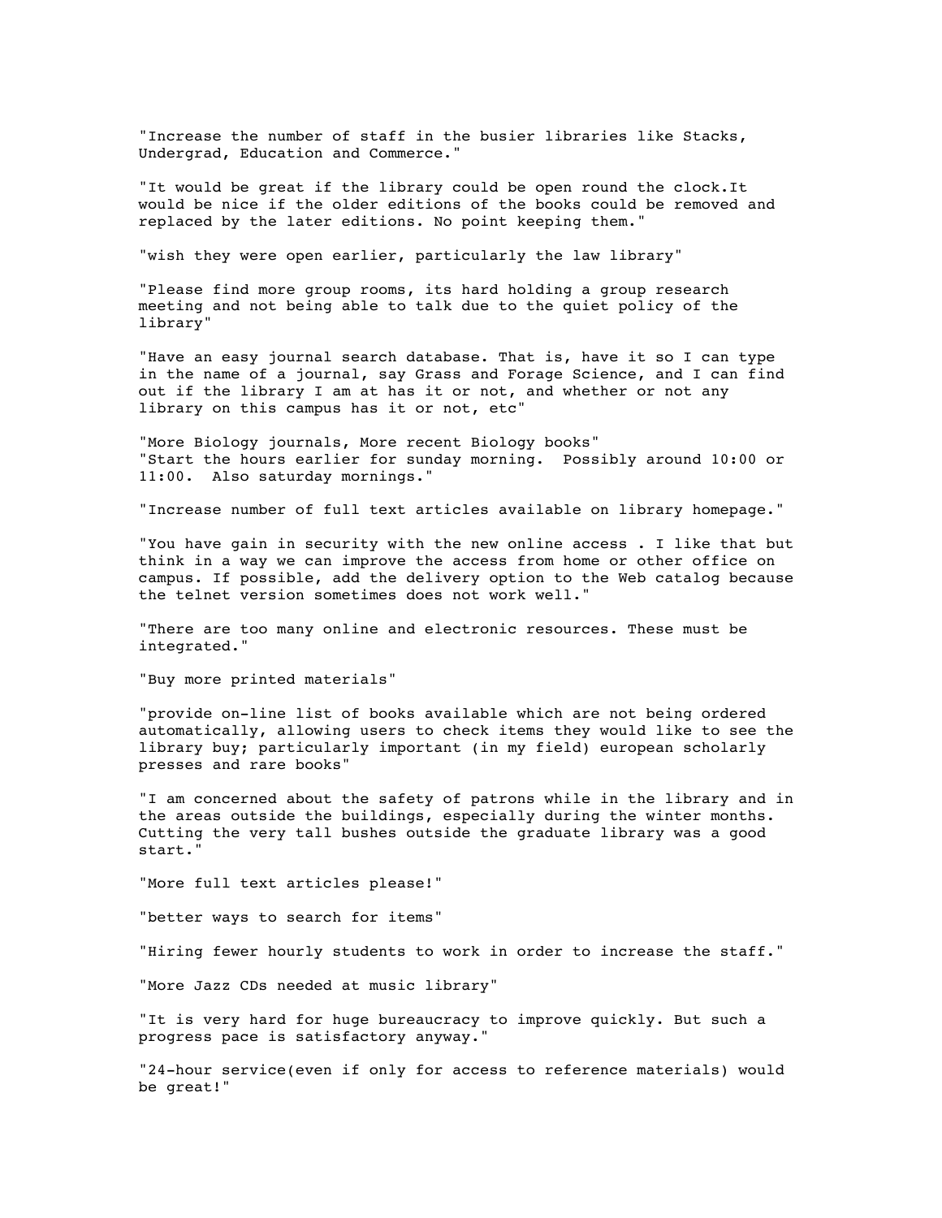"Increase the number of staff in the busier libraries like Stacks, Undergrad, Education and Commerce."

"It would be great if the library could be open round the clock.It would be nice if the older editions of the books could be removed and replaced by the later editions. No point keeping them."

"wish they were open earlier, particularly the law library"

"Please find more group rooms, its hard holding a group research meeting and not being able to talk due to the quiet policy of the library"

"Have an easy journal search database. That is, have it so I can type in the name of a journal, say Grass and Forage Science, and I can find out if the library I am at has it or not, and whether or not any library on this campus has it or not, etc"

"More Biology journals, More recent Biology books"
"Start the hours earlier for sunday morning. Possibly around 10:00 or 11:00. Also saturday mornings."

"Increase number of full text articles available on library homepage."

"You have gain in security with the new online access . I like that but think in a way we can improve the access from home or other office on campus. If possible, add the delivery option to the Web catalog because the telnet version sometimes does not work well."

"There are too many online and electronic resources. These must be integrated."

"Buy more printed materials"

"provide on-line list of books available which are not being ordered automatically, allowing users to check items they would like to see the library buy; particularly important (in my field) european scholarly presses and rare books"

"I am concerned about the safety of patrons while in the library and in the areas outside the buildings, especially during the winter months. Cutting the very tall bushes outside the graduate library was a good start."

"More full text articles please!"

"better ways to search for items"

"Hiring fewer hourly students to work in order to increase the staff."

"More Jazz CDs needed at music library"

"It is very hard for huge bureaucracy to improve quickly. But such a progress pace is satisfactory anyway."

"24-hour service(even if only for access to reference materials) would be great!"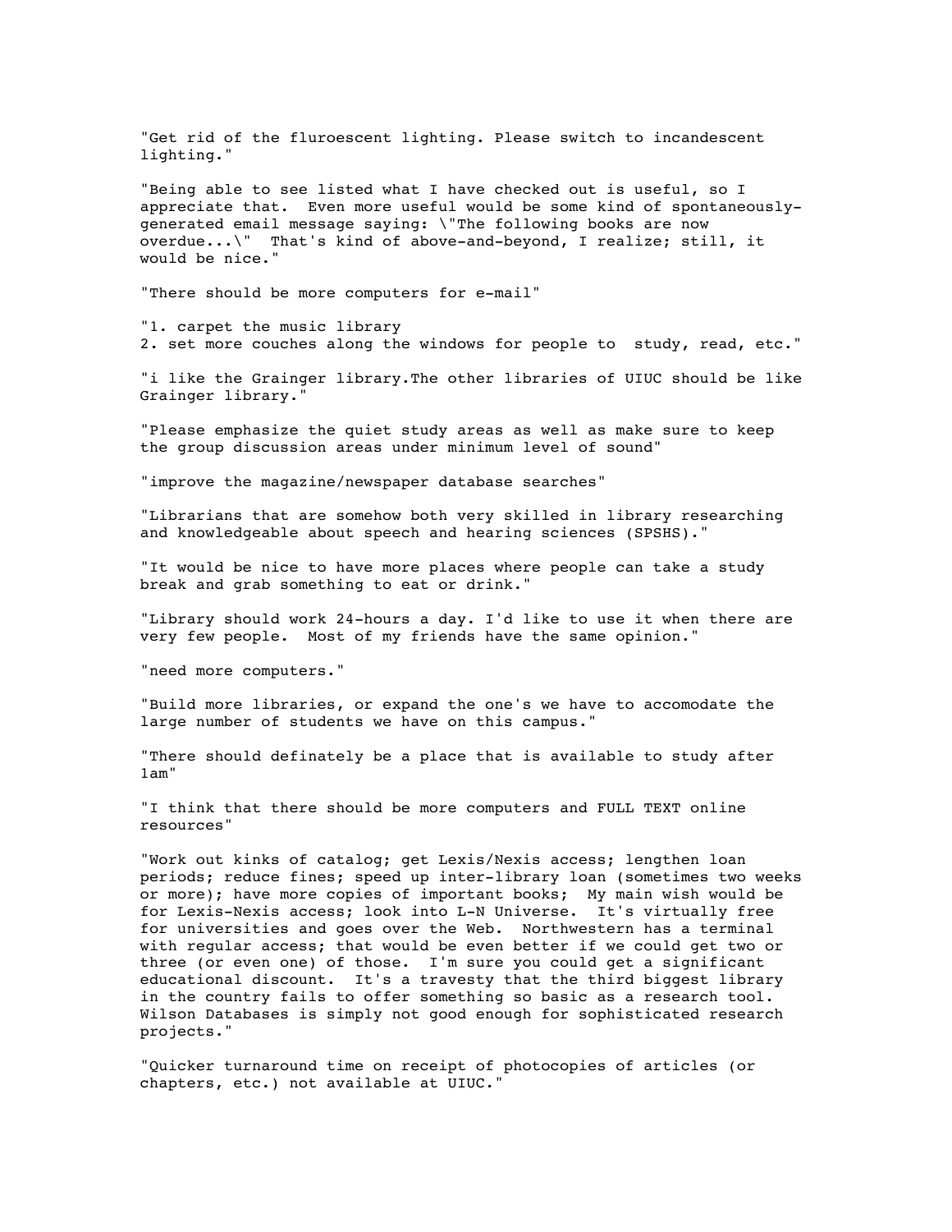"Get rid of the fluroescent lighting. Please switch to incandescent lighting."

"Being able to see listed what I have checked out is useful, so I appreciate that. Even more useful would be some kind of spontaneously-generated email message saying: \"The following books are now overdue...\" That's kind of above-and-beyond, I realize; still, it would be nice."

"There should be more computers for e-mail"

"1. carpet the music library
2. set more couches along the windows for people to study, read, etc."

"i like the Grainger library.The other libraries of UIUC should be like Grainger library."

"Please emphasize the quiet study areas as well as make sure to keep the group discussion areas under minimum level of sound"

"improve the magazine/newspaper database searches"

"Librarians that are somehow both very skilled in library researching and knowledgeable about speech and hearing sciences (SPSHS)."

"It would be nice to have more places where people can take a study break and grab something to eat or drink."

"Library should work 24-hours a day. I'd like to use it when there are very few people. Most of my friends have the same opinion."

"need more computers."

"Build more libraries, or expand the one's we have to accomodate the large number of students we have on this campus."

"There should definately be a place that is available to study after 1am"

"I think that there should be more computers and FULL TEXT online resources"

"Work out kinks of catalog; get Lexis/Nexis access; lengthen loan periods; reduce fines; speed up inter-library loan (sometimes two weeks or more); have more copies of important books; My main wish would be for Lexis-Nexis access; look into L-N Universe. It's virtually free for universities and goes over the Web. Northwestern has a terminal with regular access; that would be even better if we could get two or three (or even one) of those. I'm sure you could get a significant educational discount. It's a travesty that the third biggest library in the country fails to offer something so basic as a research tool. Wilson Databases is simply not good enough for sophisticated research projects."

"Quicker turnaround time on receipt of photocopies of articles (or chapters, etc.) not available at UIUC."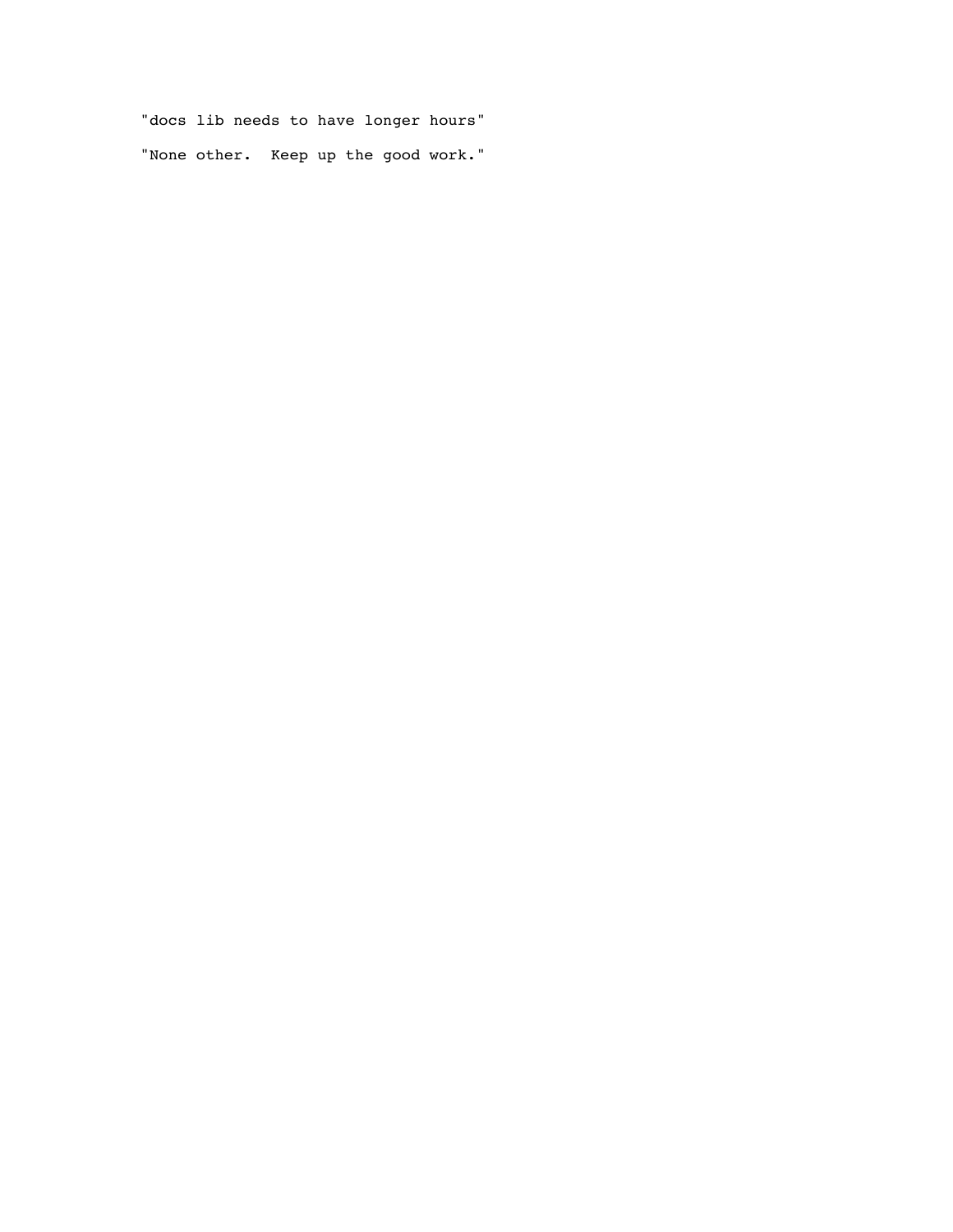"docs lib needs to have longer hours"

"None other.  Keep up the good work."